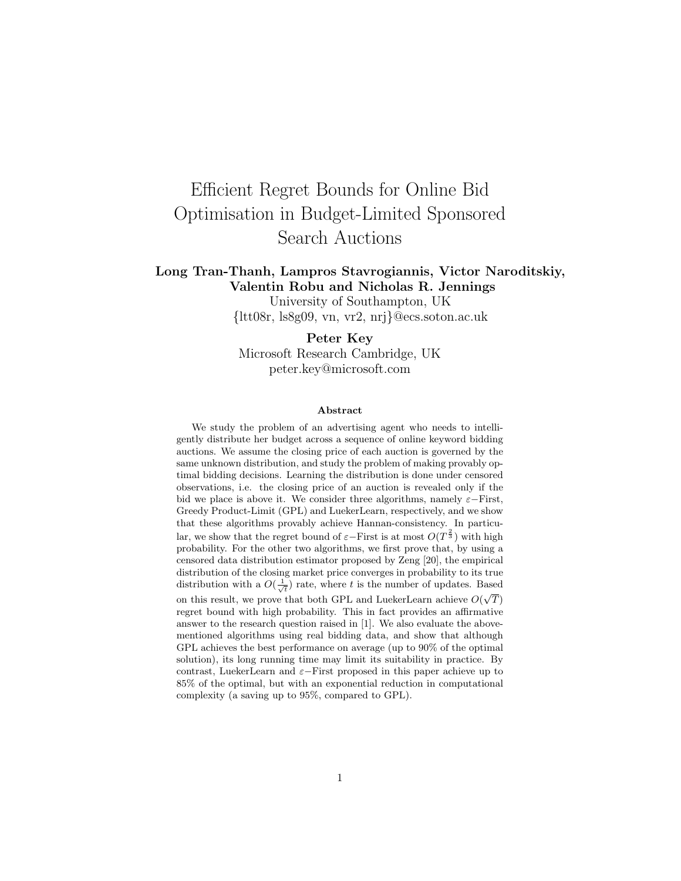# Efficient Regret Bounds for Online Bid Optimisation in Budget-Limited Sponsored Search Auctions

**Long Tran-Thanh, Lampros Stavrogiannis, Victor Naroditskiy, Valentin Robu and Nicholas R. Jennings**
University of Southampton, UK
{ltt08r, ls8g09, vn, vr2, nrj}@ecs.soton.ac.uk

**Peter Key**
Microsoft Research Cambridge, UK
peter.key@microsoft.com

### Abstract

We study the problem of an advertising agent who needs to intelligently distribute her budget across a sequence of online keyword bidding auctions. We assume the closing price of each auction is governed by the same unknown distribution, and study the problem of making provably optimal bidding decisions. Learning the distribution is done under censored observations, i.e. the closing price of an auction is revealed only if the bid we place is above it. We consider three algorithms, namely $\varepsilon$−First, Greedy Product-Limit (GPL) and LuekerLearn, respectively, and we show that these algorithms provably achieve Hannan-consistency. In particular, we show that the regret bound of $\varepsilon$−First is at most $O(T^{\frac{2}{3}})$ with high probability. For the other two algorithms, we first prove that, by using a censored data distribution estimator proposed by Zeng [20], the empirical distribution of the closing market price converges in probability to its true distribution with a $O(\frac{1}{\sqrt{t}})$ rate, where $t$ is the number of updates. Based on this result, we prove that both GPL and LuekerLearn achieve $O(\sqrt{T})$ regret bound with high probability. This in fact provides an affirmative answer to the research question raised in [1]. We also evaluate the above-mentioned algorithms using real bidding data, and show that although GPL achieves the best performance on average (up to 90% of the optimal solution), its long running time may limit its suitability in practice. By contrast, LuekerLearn and $\varepsilon$−First proposed in this paper achieve up to 85% of the optimal, but with an exponential reduction in computational complexity (a saving up to 95%, compared to GPL).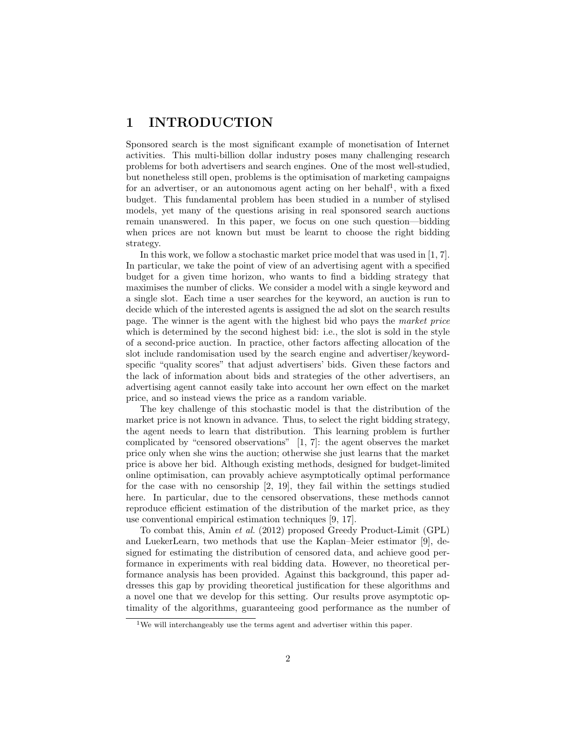# 1 INTRODUCTION

Sponsored search is the most significant example of monetisation of Internet activities. This multi-billion dollar industry poses many challenging research problems for both advertisers and search engines. One of the most well-studied, but nonetheless still open, problems is the optimisation of marketing campaigns for an advertiser, or an autonomous agent acting on her behalf[1], with a fixed budget. This fundamental problem has been studied in a number of stylised models, yet many of the questions arising in real sponsored search auctions remain unanswered. In this paper, we focus on one such question—bidding when prices are not known but must be learnt to choose the right bidding strategy.

In this work, we follow a stochastic market price model that was used in [1, 7]. In particular, we take the point of view of an advertising agent with a specified budget for a given time horizon, who wants to find a bidding strategy that maximises the number of clicks. We consider a model with a single keyword and a single slot. Each time a user searches for the keyword, an auction is run to decide which of the interested agents is assigned the ad slot on the search results page. The winner is the agent with the highest bid who pays the *market price* which is determined by the second highest bid: i.e., the slot is sold in the style of a second-price auction. In practice, other factors affecting allocation of the slot include randomisation used by the search engine and advertiser/keyword-specific "quality scores" that adjust advertisers' bids. Given these factors and the lack of information about bids and strategies of the other advertisers, an advertising agent cannot easily take into account her own effect on the market price, and so instead views the price as a random variable.

The key challenge of this stochastic model is that the distribution of the market price is not known in advance. Thus, to select the right bidding strategy, the agent needs to learn that distribution. This learning problem is further complicated by "censored observations" [1, 7]: the agent observes the market price only when she wins the auction; otherwise she just learns that the market price is above her bid. Although existing methods, designed for budget-limited online optimisation, can provably achieve asymptotically optimal performance for the case with no censorship [2, 19], they fail within the settings studied here. In particular, due to the censored observations, these methods cannot reproduce efficient estimation of the distribution of the market price, as they use conventional empirical estimation techniques [9, 17].

To combat this, Amin *et al.* (2012) proposed Greedy Product-Limit (GPL) and LuekerLearn, two methods that use the Kaplan–Meier estimator [9], designed for estimating the distribution of censored data, and achieve good performance in experiments with real bidding data. However, no theoretical performance analysis has been provided. Against this background, this paper addresses this gap by providing theoretical justification for these algorithms and a novel one that we develop for this setting. Our results prove asymptotic optimality of the algorithms, guaranteeing good performance as the number of

[1] We will interchangeably use the terms agent and advertiser within this paper.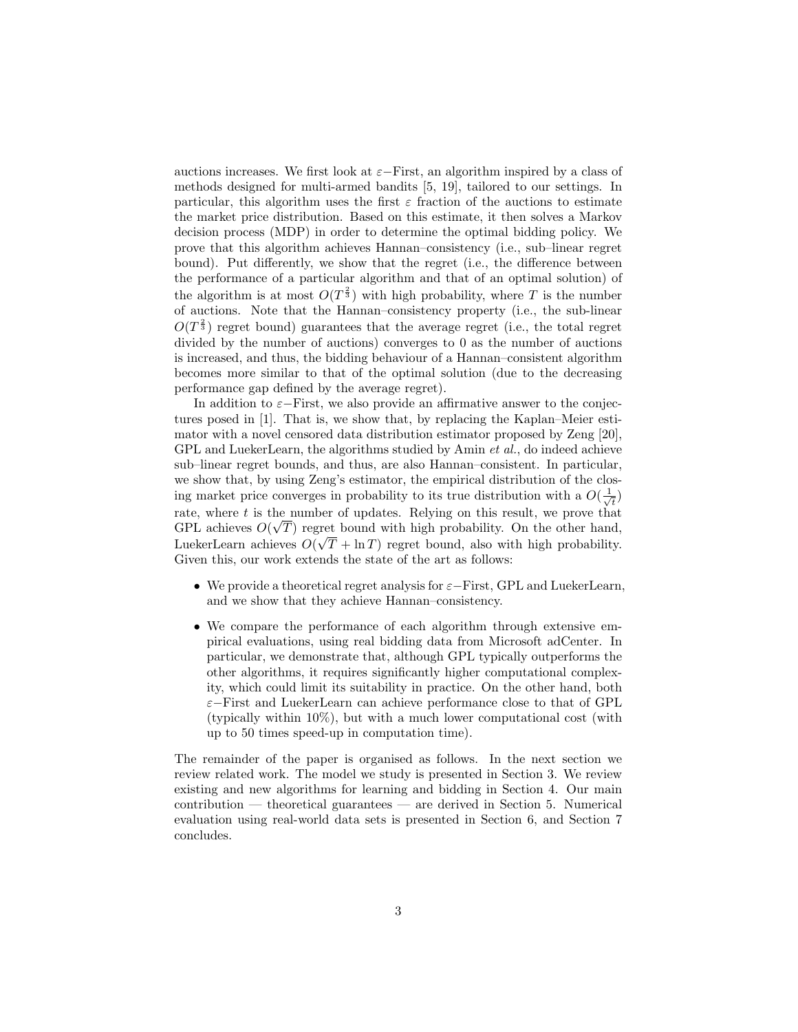auctions increases. We first look at $\varepsilon-$First, an algorithm inspired by a class of methods designed for multi-armed bandits [5, 19], tailored to our settings. In particular, this algorithm uses the first $\varepsilon$ fraction of the auctions to estimate the market price distribution. Based on this estimate, it then solves a Markov decision process (MDP) in order to determine the optimal bidding policy. We prove that this algorithm achieves Hannan–consistency (i.e., sub–linear regret bound). Put differently, we show that the regret (i.e., the difference between the performance of a particular algorithm and that of an optimal solution) of the algorithm is at most $O(T^{\frac{2}{3}})$ with high probability, where $T$ is the number of auctions. Note that the Hannan–consistency property (i.e., the sub-linear $O(T^{\frac{2}{3}})$ regret bound) guarantees that the average regret (i.e., the total regret divided by the number of auctions) converges to 0 as the number of auctions is increased, and thus, the bidding behaviour of a Hannan–consistent algorithm becomes more similar to that of the optimal solution (due to the decreasing performance gap defined by the average regret).

In addition to $\varepsilon-$First, we also provide an affirmative answer to the conjectures posed in [1]. That is, we show that, by replacing the Kaplan–Meier estimator with a novel censored data distribution estimator proposed by Zeng [20], GPL and LuekerLearn, the algorithms studied by Amin *et al.*, do indeed achieve sub–linear regret bounds, and thus, are also Hannan–consistent. In particular, we show that, by using Zeng's estimator, the empirical distribution of the closing market price converges in probability to its true distribution with a $O(\frac{1}{\sqrt{t}})$ rate, where $t$ is the number of updates. Relying on this result, we prove that GPL achieves $O(\sqrt{T})$ regret bound with high probability. On the other hand, LuekerLearn achieves $O(\sqrt{T} + \ln T)$ regret bound, also with high probability. Given this, our work extends the state of the art as follows:

- We provide a theoretical regret analysis for $\varepsilon-$First, GPL and LuekerLearn, and we show that they achieve Hannan–consistency.
- We compare the performance of each algorithm through extensive empirical evaluations, using real bidding data from Microsoft adCenter. In particular, we demonstrate that, although GPL typically outperforms the other algorithms, it requires significantly higher computational complexity, which could limit its suitability in practice. On the other hand, both $\varepsilon-$First and LuekerLearn can achieve performance close to that of GPL (typically within 10%), but with a much lower computational cost (with up to 50 times speed-up in computation time).

The remainder of the paper is organised as follows. In the next section we review related work. The model we study is presented in Section 3. We review existing and new algorithms for learning and bidding in Section 4. Our main contribution — theoretical guarantees — are derived in Section 5. Numerical evaluation using real-world data sets is presented in Section 6, and Section 7 concludes.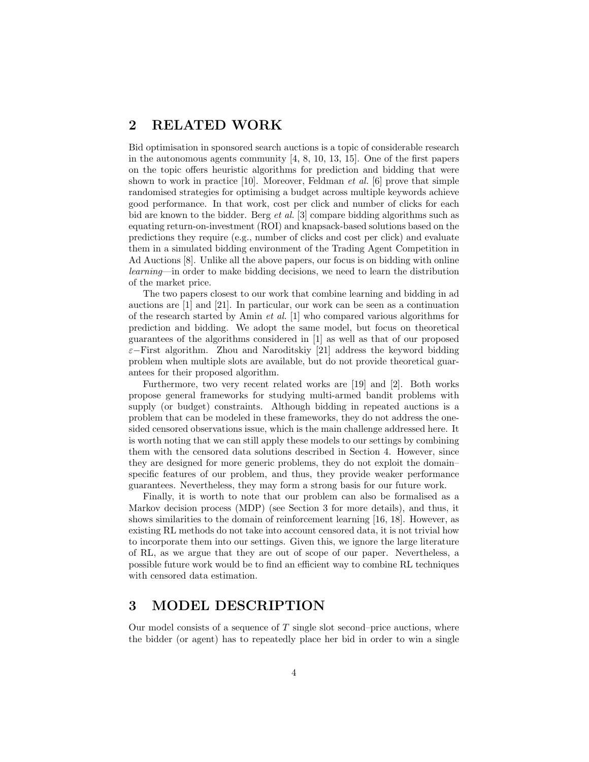## 2 RELATED WORK

Bid optimisation in sponsored search auctions is a topic of considerable research in the autonomous agents community [4, 8, 10, 13, 15]. One of the first papers on the topic offers heuristic algorithms for prediction and bidding that were shown to work in practice [10]. Moreover, Feldman *et al.* [6] prove that simple randomised strategies for optimising a budget across multiple keywords achieve good performance. In that work, cost per click and number of clicks for each bid are known to the bidder. Berg *et al.* [3] compare bidding algorithms such as equating return-on-investment (ROI) and knapsack-based solutions based on the predictions they require (e.g., number of clicks and cost per click) and evaluate them in a simulated bidding environment of the Trading Agent Competition in Ad Auctions [8]. Unlike all the above papers, our focus is on bidding with online *learning*—in order to make bidding decisions, we need to learn the distribution of the market price.

The two papers closest to our work that combine learning and bidding in ad auctions are [1] and [21]. In particular, our work can be seen as a continuation of the research started by Amin *et al.* [1] who compared various algorithms for prediction and bidding. We adopt the same model, but focus on theoretical guarantees of the algorithms considered in [1] as well as that of our proposed $\varepsilon-$First algorithm. Zhou and Naroditskiy [21] address the keyword bidding problem when multiple slots are available, but do not provide theoretical guarantees for their proposed algorithm.

Furthermore, two very recent related works are [19] and [2]. Both works propose general frameworks for studying multi-armed bandit problems with supply (or budget) constraints. Although bidding in repeated auctions is a problem that can be modeled in these frameworks, they do not address the one-sided censored observations issue, which is the main challenge addressed here. It is worth noting that we can still apply these models to our settings by combining them with the censored data solutions described in Section 4. However, since they are designed for more generic problems, they do not exploit the domain–specific features of our problem, and thus, they provide weaker performance guarantees. Nevertheless, they may form a strong basis for our future work.

Finally, it is worth to note that our problem can also be formalised as a Markov decision process (MDP) (see Section 3 for more details), and thus, it shows similarities to the domain of reinforcement learning [16, 18]. However, as existing RL methods do not take into account censored data, it is not trivial how to incorporate them into our settings. Given this, we ignore the large literature of RL, as we argue that they are out of scope of our paper. Nevertheless, a possible future work would be to find an efficient way to combine RL techniques with censored data estimation.

## 3 MODEL DESCRIPTION

Our model consists of a sequence of $T$ single slot second–price auctions, where the bidder (or agent) has to repeatedly place her bid in order to win a single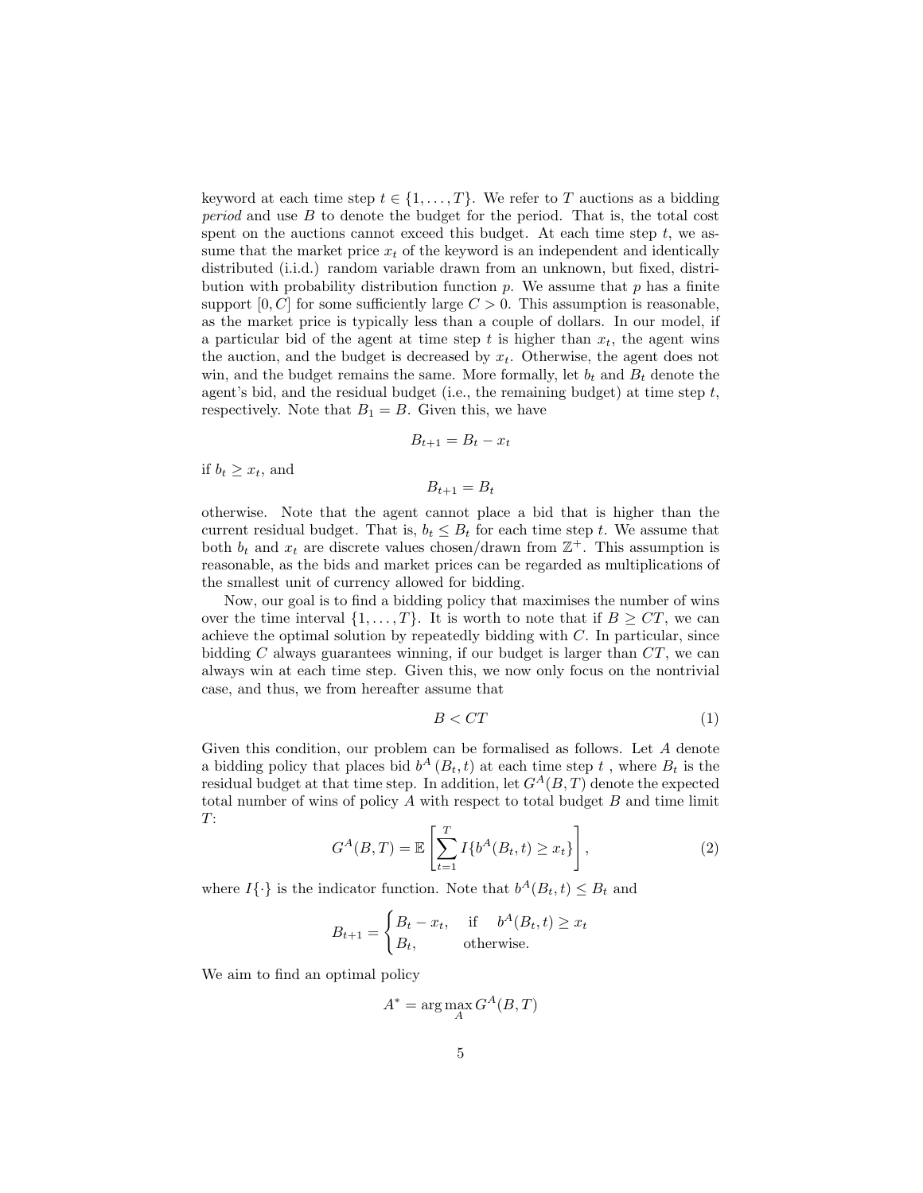keyword at each time step $t \in \{1, \ldots, T\}$. We refer to $T$ auctions as a bidding *period* and use $B$ to denote the budget for the period. That is, the total cost spent on the auctions cannot exceed this budget. At each time step $t$, we assume that the market price $x_t$ of the keyword is an independent and identically distributed (i.i.d.) random variable drawn from an unknown, but fixed, distribution with probability distribution function $p$. We assume that $p$ has a finite support $[0, C]$ for some sufficiently large $C > 0$. This assumption is reasonable, as the market price is typically less than a couple of dollars. In our model, if a particular bid of the agent at time step $t$ is higher than $x_t$, the agent wins the auction, and the budget is decreased by $x_t$. Otherwise, the agent does not win, and the budget remains the same. More formally, let $b_t$ and $B_t$ denote the agent's bid, and the residual budget (i.e., the remaining budget) at time step $t$, respectively. Note that $B_1 = B$. Given this, we have

$$B_{t+1} = B_t - x_t$$

if $b_t \geq x_t$, and

$$B_{t+1} = B_t$$

otherwise. Note that the agent cannot place a bid that is higher than the current residual budget. That is, $b_t \leq B_t$ for each time step $t$. We assume that both $b_t$ and $x_t$ are discrete values chosen/drawn from $\mathbb{Z}^+$. This assumption is reasonable, as the bids and market prices can be regarded as multiplications of the smallest unit of currency allowed for bidding.

Now, our goal is to find a bidding policy that maximises the number of wins over the time interval $\{1, \ldots, T\}$. It is worth to note that if $B \geq CT$, we can achieve the optimal solution by repeatedly bidding with $C$. In particular, since bidding $C$ always guarantees winning, if our budget is larger than $CT$, we can always win at each time step. Given this, we now only focus on the nontrivial case, and thus, we from hereafter assume that

$$B < CT \tag{1}$$

Given this condition, our problem can be formalised as follows. Let $A$ denote a bidding policy that places bid $b^A(B_t, t)$ at each time step $t$, where $B_t$ is the residual budget at that time step. In addition, let $G^A(B, T)$ denote the expected total number of wins of policy $A$ with respect to total budget $B$ and time limit $T$:

$$G^A(B, T) = \mathbb{E}\left[\sum_{t=1}^{T} I\{b^A(B_t, t) \geq x_t\}\right], \tag{2}$$

where $I\{\cdot\}$ is the indicator function. Note that $b^A(B_t, t) \leq B_t$ and

$$B_{t+1} = \begin{cases} B_t - x_t, & \text{if} \quad b^A(B_t, t) \geq x_t \\ B_t, & \text{otherwise.} \end{cases}$$

We aim to find an optimal policy

$$A^* = \arg\max_A G^A(B, T)$$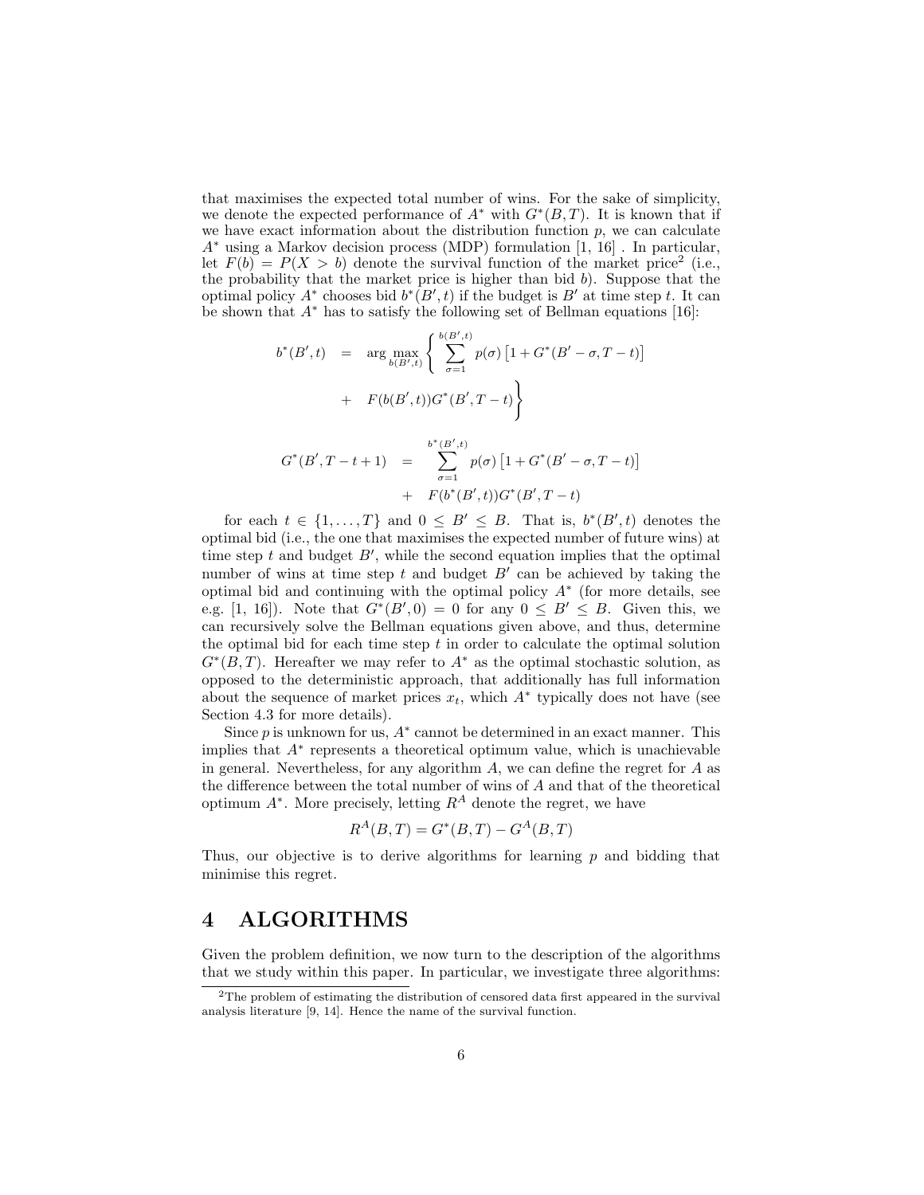that maximises the expected total number of wins. For the sake of simplicity, we denote the expected performance of $A^*$ with $G^*(B,T)$. It is known that if we have exact information about the distribution function $p$, we can calculate $A^*$ using a Markov decision process (MDP) formulation [1, 16] . In particular, let $F(b) = P(X > b)$ denote the survival function of the market price[2] (i.e., the probability that the market price is higher than bid $b$). Suppose that the optimal policy $A^*$ chooses bid $b^*(B',t)$ if the budget is $B'$ at time step $t$. It can be shown that $A^*$ has to satisfy the following set of Bellman equations [16]:

$$
\begin{aligned}
b^*(B',t) &= \arg\max_{b(B',t)} \Bigg\{ \sum_{\sigma=1}^{b(B',t)} p(\sigma)\left[1 + G^*(B'-\sigma, T-t)\right] \\
&\quad + F(b(B',t))G^*(B', T-t) \Bigg\}
\end{aligned}
$$

$$
\begin{aligned}
G^*(B', T-t+1) &= \sum_{\sigma=1}^{b^*(B',t)} p(\sigma)\left[1 + G^*(B'-\sigma, T-t)\right] \\
&\quad + F(b^*(B',t))G^*(B', T-t)
\end{aligned}
$$

for each $t \in \{1, \dots, T\}$ and $0 \leq B' \leq B$. That is, $b^*(B',t)$ denotes the optimal bid (i.e., the one that maximises the expected number of future wins) at time step $t$ and budget $B'$, while the second equation implies that the optimal number of wins at time step $t$ and budget $B'$ can be achieved by taking the optimal bid and continuing with the optimal policy $A^*$ (for more details, see e.g. [1, 16]). Note that $G^*(B', 0) = 0$ for any $0 \leq B' \leq B$. Given this, we can recursively solve the Bellman equations given above, and thus, determine the optimal bid for each time step $t$ in order to calculate the optimal solution $G^*(B,T)$. Hereafter we may refer to $A^*$ as the optimal stochastic solution, as opposed to the deterministic approach, that additionally has full information about the sequence of market prices $x_t$, which $A^*$ typically does not have (see Section 4.3 for more details).

Since $p$ is unknown for us, $A^*$ cannot be determined in an exact manner. This implies that $A^*$ represents a theoretical optimum value, which is unachievable in general. Nevertheless, for any algorithm $A$, we can define the regret for $A$ as the difference between the total number of wins of $A$ and that of the theoretical optimum $A^*$. More precisely, letting $R^A$ denote the regret, we have

$$
R^A(B,T) = G^*(B,T) - G^A(B,T)
$$

Thus, our objective is to derive algorithms for learning $p$ and bidding that minimise this regret.

# 4 ALGORITHMS

Given the problem definition, we now turn to the description of the algorithms that we study within this paper. In particular, we investigate three algorithms:

[2] The problem of estimating the distribution of censored data first appeared in the survival analysis literature [9, 14]. Hence the name of the survival function.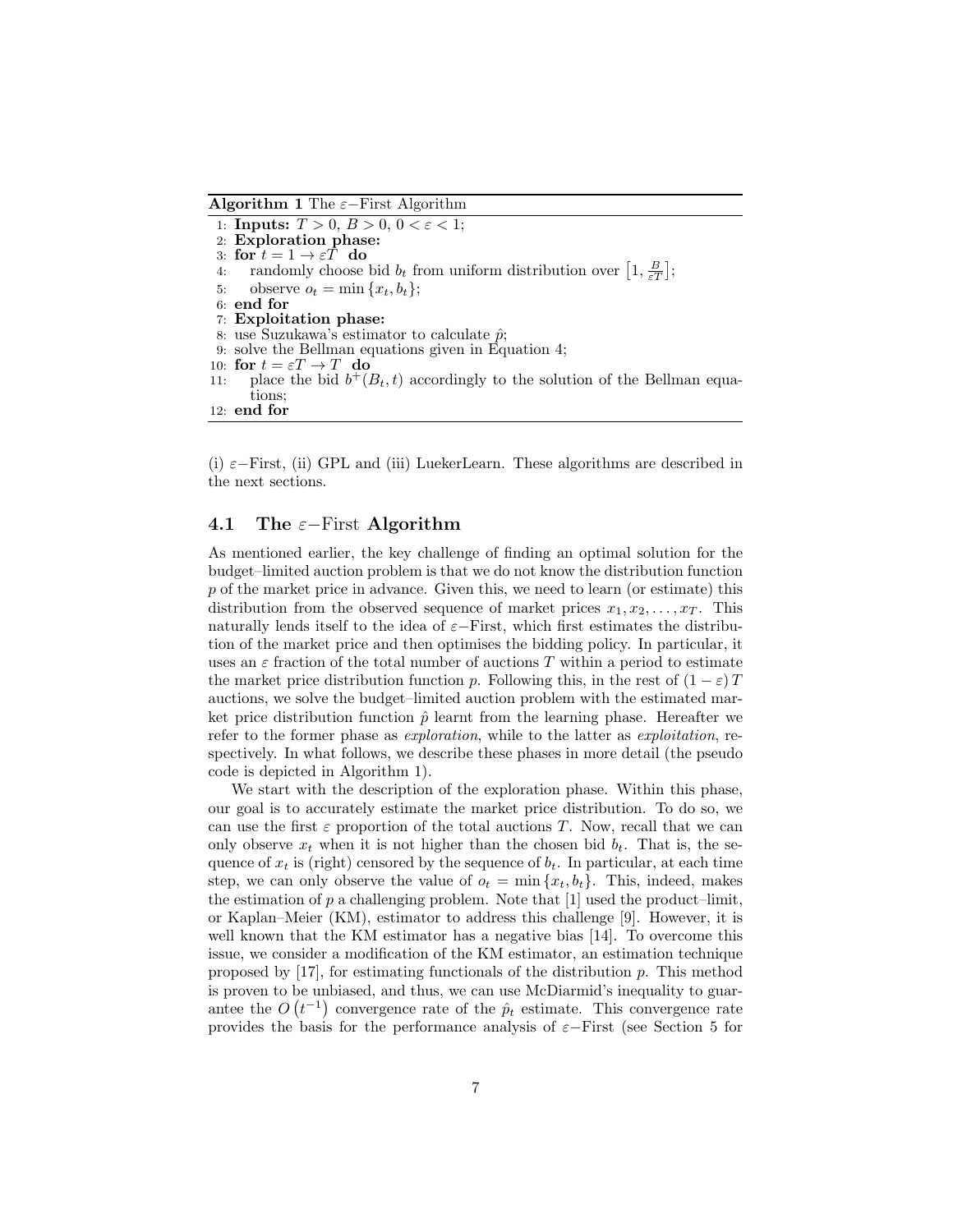**Algorithm 1** The $\varepsilon-$First Algorithm

```
1:  Inputs: T > 0, B > 0, 0 < ε < 1;
2:  Exploration phase:
3:  for t = 1 → εT do
4:      randomly choose bid b_t from uniform distribution over [1, B/(εT)];
5:      observe o_t = min{x_t, b_t};
6:  end for
7:  Exploitation phase:
8:  use Suzukawa's estimator to calculate p̂;
9:  solve the Bellman equations given in Equation 4;
10: for t = εT → T do
11:     place the bid b⁺(B_t, t) accordingly to the solution of the Bellman equations;
12: end for
```

(i) $\varepsilon-$First, (ii) GPL and (iii) LuekerLearn. These algorithms are described in the next sections.

## 4.1 The $\varepsilon-$First Algorithm

As mentioned earlier, the key challenge of finding an optimal solution for the budget–limited auction problem is that we do not know the distribution function $p$ of the market price in advance. Given this, we need to learn (or estimate) this distribution from the observed sequence of market prices $x_1, x_2, \ldots, x_T$. This naturally lends itself to the idea of $\varepsilon-$First, which first estimates the distribution of the market price and then optimises the bidding policy. In particular, it uses an $\varepsilon$ fraction of the total number of auctions $T$ within a period to estimate the market price distribution function $p$. Following this, in the rest of $(1-\varepsilon)\,T$ auctions, we solve the budget–limited auction problem with the estimated market price distribution function $\hat{p}$ learnt from the learning phase. Hereafter we refer to the former phase as *exploration*, while to the latter as *exploitation*, respectively. In what follows, we describe these phases in more detail (the pseudo code is depicted in Algorithm 1).

We start with the description of the exploration phase. Within this phase, our goal is to accurately estimate the market price distribution. To do so, we can use the first $\varepsilon$ proportion of the total auctions $T$. Now, recall that we can only observe $x_t$ when it is not higher than the chosen bid $b_t$. That is, the sequence of $x_t$ is (right) censored by the sequence of $b_t$. In particular, at each time step, we can only observe the value of $o_t = \min\{x_t, b_t\}$. This, indeed, makes the estimation of $p$ a challenging problem. Note that [1] used the product–limit, or Kaplan–Meier (KM), estimator to address this challenge [9]. However, it is well known that the KM estimator has a negative bias [14]. To overcome this issue, we consider a modification of the KM estimator, an estimation technique proposed by [17], for estimating functionals of the distribution $p$. This method is proven to be unbiased, and thus, we can use McDiarmid's inequality to guarantee the $O\left(t^{-1}\right)$ convergence rate of the $\hat{p}_t$ estimate. This convergence rate provides the basis for the performance analysis of $\varepsilon-$First (see Section 5 for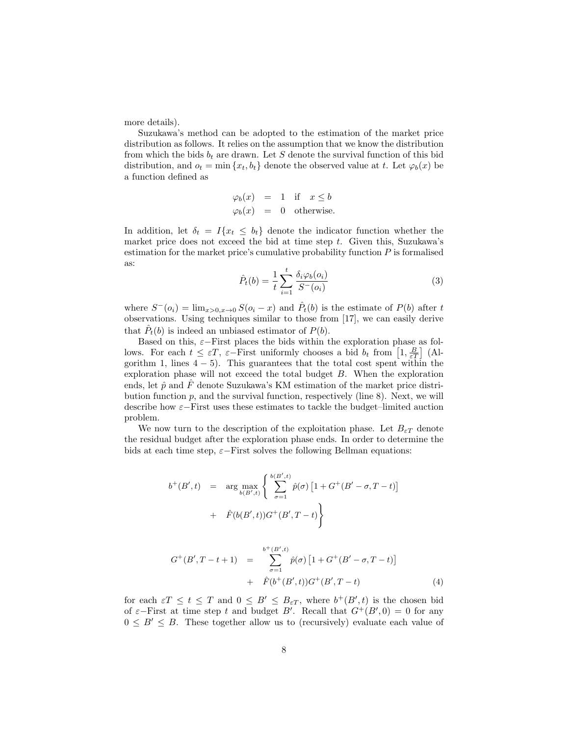more details).

Suzukawa's method can be adopted to the estimation of the market price distribution as follows. It relies on the assumption that we know the distribution from which the bids $b_t$ are drawn. Let $S$ denote the survival function of this bid distribution, and $o_t = \min\{x_t, b_t\}$ denote the observed value at $t$. Let $\varphi_b(x)$ be a function defined as

$$
\begin{aligned}
\varphi_b(x) &= 1 \quad \text{if} \quad x \le b \\
\varphi_b(x) &= 0 \quad \text{otherwise.}
\end{aligned}
$$

In addition, let $\delta_t = I\{x_t \le b_t\}$ denote the indicator function whether the market price does not exceed the bid at time step $t$. Given this, Suzukawa's estimation for the market price's cumulative probability function $P$ is formalised as:

$$
\hat{P}_t(b) = \frac{1}{t}\sum_{i=1}^{t}\frac{\delta_i \varphi_b(o_i)}{S^{-}(o_i)} \tag{3}
$$

where $S^{-}(o_i) = \lim_{x>0, x\to 0} S(o_i - x)$ and $\hat{P}_t(b)$ is the estimate of $P(b)$ after $t$ observations. Using techniques similar to those from [17], we can easily derive that $\hat{P}_t(b)$ is indeed an unbiased estimator of $P(b)$.

Based on this, $\varepsilon-$First places the bids within the exploration phase as follows. For each $t \le \varepsilon T$, $\varepsilon-$First uniformly chooses a bid $b_t$ from $\left[1, \frac{B}{\varepsilon T}\right]$ (Algorithm 1, lines $4-5$). This guarantees that the total cost spent within the exploration phase will not exceed the total budget $B$. When the exploration ends, let $\hat{p}$ and $\hat{F}$ denote Suzukawa's KM estimation of the market price distribution function $p$, and the survival function, respectively (line 8). Next, we will describe how $\varepsilon-$First uses these estimates to tackle the budget–limited auction problem.

We now turn to the description of the exploitation phase. Let $B_{\varepsilon T}$ denote the residual budget after the exploration phase ends. In order to determine the bids at each time step, $\varepsilon-$First solves the following Bellman equations:

$$
\begin{aligned}
b^{+}(B', t) &= \arg\max_{b(B',t)} \left\{ \sum_{\sigma=1}^{b(B',t)} \hat{p}(\sigma)\left[1 + G^{+}(B' - \sigma, T - t)\right] \right. \\
&\quad \left. + \; \hat{F}(b(B',t)) G^{+}(B', T - t) \right\}
\end{aligned}
$$

$$
\begin{aligned}
G^{+}(B', T - t + 1) &= \sum_{\sigma=1}^{b^{+}(B',t)} \hat{p}(\sigma)\left[1 + G^{+}(B' - \sigma, T - t)\right] \\
&\quad + \; \hat{F}(b^{+}(B',t)) G^{+}(B', T - t)
\end{aligned} \tag{4}
$$

for each $\varepsilon T \le t \le T$ and $0 \le B' \le B_{\varepsilon T}$, where $b^{+}(B', t)$ is the chosen bid of $\varepsilon-$First at time step $t$ and budget $B'$. Recall that $G^{+}(B', 0) = 0$ for any $0 \le B' \le B$. These together allow us to (recursively) evaluate each value of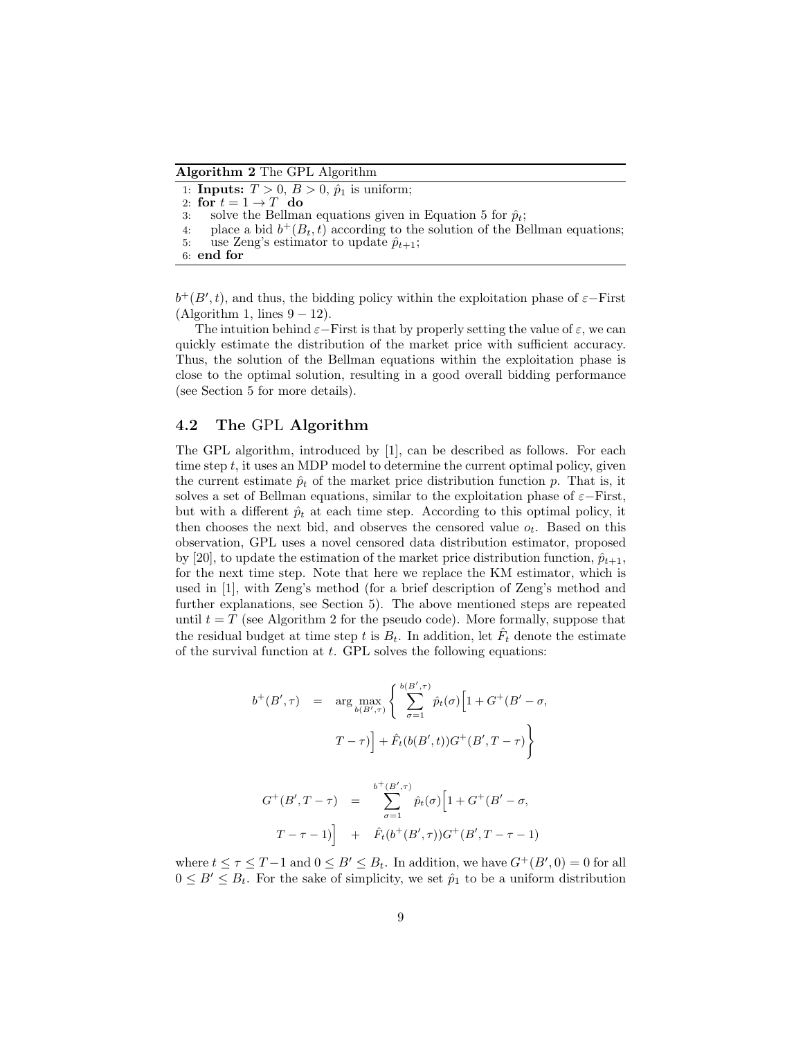**Algorithm 2** The GPL Algorithm

```
1: Inputs: T > 0, B > 0, p̂_1 is uniform;
2: for t = 1 → T do
3:     solve the Bellman equations given in Equation 5 for p̂_t;
4:     place a bid b^+(B_t, t) according to the solution of the Bellman equations;
5:     use Zeng's estimator to update p̂_{t+1};
6: end for
```

$b^+(B', t)$, and thus, the bidding policy within the exploitation phase of $\varepsilon-$First (Algorithm 1, lines $9-12$).

The intuition behind $\varepsilon-$First is that by properly setting the value of $\varepsilon$, we can quickly estimate the distribution of the market price with sufficient accuracy. Thus, the solution of the Bellman equations within the exploitation phase is close to the optimal solution, resulting in a good overall bidding performance (see Section 5 for more details).

## 4.2 The GPL Algorithm

The GPL algorithm, introduced by [1], can be described as follows. For each time step $t$, it uses an MDP model to determine the current optimal policy, given the current estimate $\hat{p}_t$ of the market price distribution function $p$. That is, it solves a set of Bellman equations, similar to the exploitation phase of $\varepsilon-$First, but with a different $\hat{p}_t$ at each time step. According to this optimal policy, it then chooses the next bid, and observes the censored value $o_t$. Based on this observation, GPL uses a novel censored data distribution estimator, proposed by [20], to update the estimation of the market price distribution function, $\hat{p}_{t+1}$, for the next time step. Note that here we replace the KM estimator, which is used in [1], with Zeng's method (for a brief description of Zeng's method and further explanations, see Section 5). The above mentioned steps are repeated until $t = T$ (see Algorithm 2 for the pseudo code). More formally, suppose that the residual budget at time step $t$ is $B_t$. In addition, let $\hat{F}_t$ denote the estimate of the survival function at $t$. GPL solves the following equations:

$$
\begin{aligned}
b^+(B', \tau) \quad &= \quad \arg\max_{b(B',\tau)} \Bigg\{ \sum_{\sigma=1}^{b(B',\tau)} \hat{p}_t(\sigma) \Big[ 1 + G^+(B' - \sigma, \\
&\qquad T - \tau) \Big] + \hat{F}_t(b(B', t)) G^+(B', T - \tau) \Bigg\}
\end{aligned}
$$

$$
\begin{aligned}
G^+(B', T - \tau) \quad &= \quad \sum_{\sigma=1}^{b^+(B',\tau)} \hat{p}_t(\sigma) \Big[ 1 + G^+(B' - \sigma, \\
T - \tau - 1) \Big] \quad &+ \quad \hat{F}_t(b^+(B', \tau)) G^+(B', T - \tau - 1)
\end{aligned}
$$

where $t \leq \tau \leq T-1$ and $0 \leq B' \leq B_t$. In addition, we have $G^+(B', 0) = 0$ for all $0 \leq B' \leq B_t$. For the sake of simplicity, we set $\hat{p}_1$ to be a uniform distribution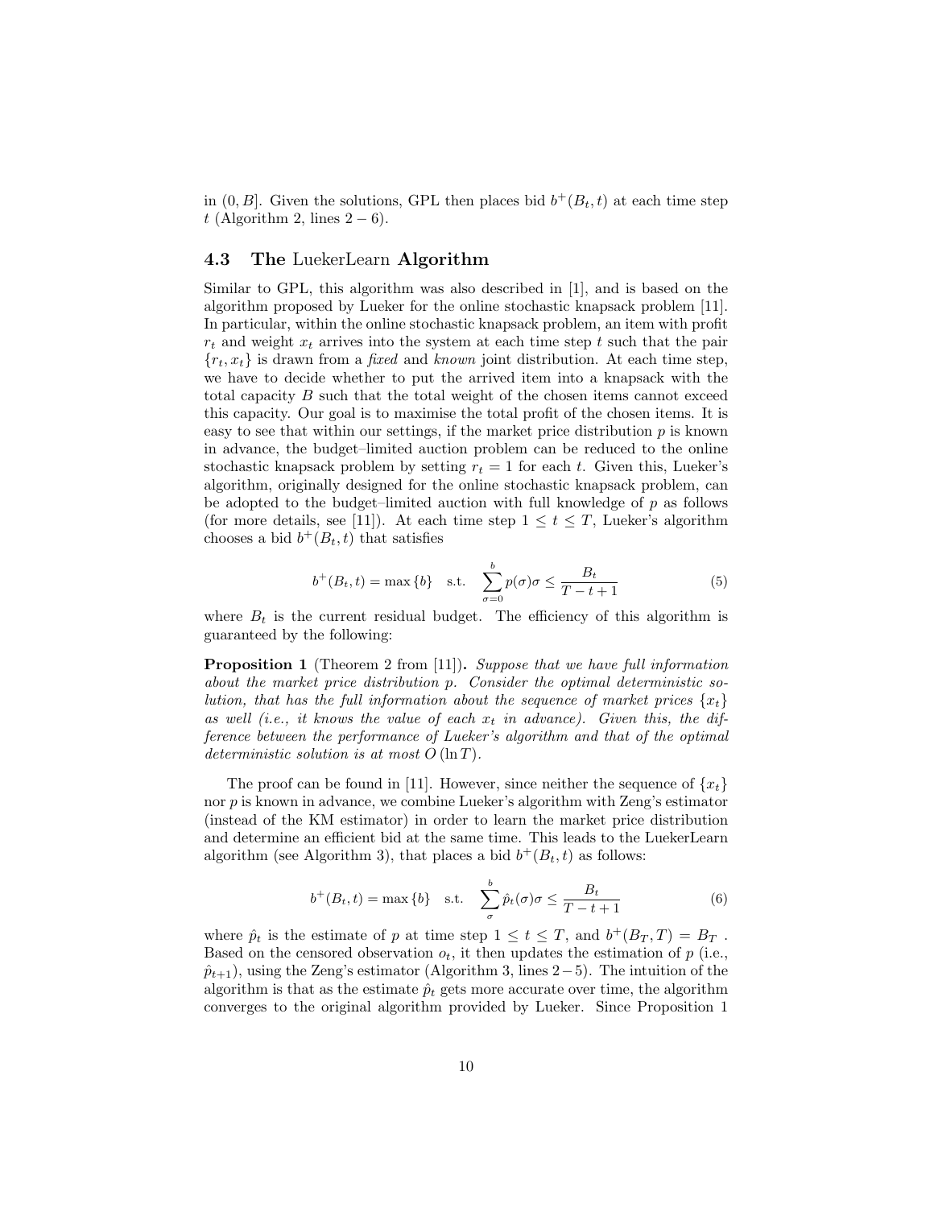in $(0, B]$. Given the solutions, GPL then places bid $b^+(B_t, t)$ at each time step $t$ (Algorithm 2, lines $2-6$).

### 4.3 The LuekerLearn Algorithm

Similar to GPL, this algorithm was also described in [1], and is based on the algorithm proposed by Lueker for the online stochastic knapsack problem [11]. In particular, within the online stochastic knapsack problem, an item with profit $r_t$ and weight $x_t$ arrives into the system at each time step $t$ such that the pair $\{r_t, x_t\}$ is drawn from a *fixed* and *known* joint distribution. At each time step, we have to decide whether to put the arrived item into a knapsack with the total capacity $B$ such that the total weight of the chosen items cannot exceed this capacity. Our goal is to maximise the total profit of the chosen items. It is easy to see that within our settings, if the market price distribution $p$ is known in advance, the budget–limited auction problem can be reduced to the online stochastic knapsack problem by setting $r_t = 1$ for each $t$. Given this, Lueker's algorithm, originally designed for the online stochastic knapsack problem, can be adopted to the budget–limited auction with full knowledge of $p$ as follows (for more details, see [11]). At each time step $1 \leq t \leq T$, Lueker's algorithm chooses a bid $b^+(B_t, t)$ that satisfies

$$b^+(B_t, t) = \max\{b\} \quad \text{s.t.} \quad \sum_{\sigma=0}^{b} p(\sigma)\sigma \leq \frac{B_t}{T-t+1} \tag{5}$$

where $B_t$ is the current residual budget. The efficiency of this algorithm is guaranteed by the following:

**Proposition 1** (Theorem 2 from [11])**.** *Suppose that we have full information about the market price distribution $p$. Consider the optimal deterministic solution, that has the full information about the sequence of market prices $\{x_t\}$ as well (i.e., it knows the value of each $x_t$ in advance). Given this, the difference between the performance of Lueker's algorithm and that of the optimal deterministic solution is at most $O(\ln T)$.*

The proof can be found in [11]. However, since neither the sequence of $\{x_t\}$ nor $p$ is known in advance, we combine Lueker's algorithm with Zeng's estimator (instead of the KM estimator) in order to learn the market price distribution and determine an efficient bid at the same time. This leads to the LuekerLearn algorithm (see Algorithm 3), that places a bid $b^+(B_t, t)$ as follows:

$$b^+(B_t, t) = \max\{b\} \quad \text{s.t.} \quad \sum_{\sigma}^{b} \hat{p}_t(\sigma)\sigma \leq \frac{B_t}{T-t+1} \tag{6}$$

where $\hat{p}_t$ is the estimate of $p$ at time step $1 \leq t \leq T$, and $b^+(B_T, T) = B_T$ . Based on the censored observation $o_t$, it then updates the estimation of $p$ (i.e., $\hat{p}_{t+1}$), using the Zeng's estimator (Algorithm 3, lines $2-5$). The intuition of the algorithm is that as the estimate $\hat{p}_t$ gets more accurate over time, the algorithm converges to the original algorithm provided by Lueker. Since Proposition 1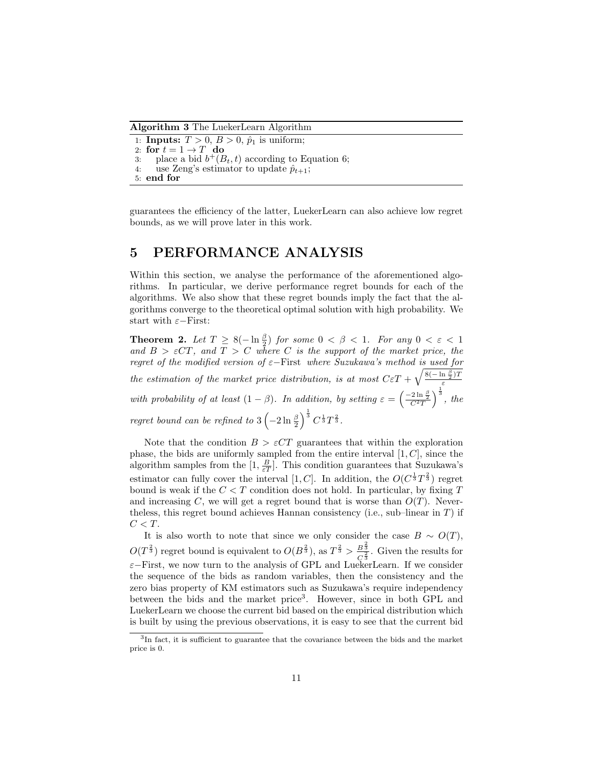**Algorithm 3** The LuekerLearn Algorithm

```
1: Inputs: T > 0, B > 0, p̂_1 is uniform;
2: for t = 1 → T do
3:     place a bid b^+(B_t, t) according to Equation 6;
4:     use Zeng's estimator to update p̂_{t+1};
5: end for
```

guarantees the efficiency of the latter, LuekerLearn can also achieve low regret bounds, as we will prove later in this work.

# 5 PERFORMANCE ANALYSIS

Within this section, we analyse the performance of the aforementioned algorithms. In particular, we derive performance regret bounds for each of the algorithms. We also show that these regret bounds imply the fact that the algorithms converge to the theoretical optimal solution with high probability. We start with $\varepsilon-$First:

**Theorem 2.** *Let $T \geq 8(-\ln\frac{\beta}{2})$ for some $0 < \beta < 1$. For any $0 < \varepsilon < 1$ and $B > \varepsilon CT$, and $T > C$ where $C$ is the support of the market price, the regret of the modified version of $\varepsilon-$First where Suzukawa's method is used for the estimation of the market price distribution, is at most $C\varepsilon T + \sqrt{\frac{8(-\ln\frac{\beta}{2})T}{\varepsilon}}$ with probability of at least $(1-\beta)$. In addition, by setting $\varepsilon = \left(\frac{-2\ln\frac{\beta}{2}}{C^2 T}\right)^{\frac{1}{3}}$, the regret bound can be refined to $3\left(-2\ln\frac{\beta}{2}\right)^{\frac{1}{3}} C^{\frac{1}{3}} T^{\frac{2}{3}}$.*

Note that the condition $B > \varepsilon CT$ guarantees that within the exploration phase, the bids are uniformly sampled from the entire interval $[1, C]$, since the algorithm samples from the $[1, \frac{B}{\varepsilon T}]$. This condition guarantees that Suzukawa's estimator can fully cover the interval $[1, C]$. In addition, the $O(C^{\frac{1}{3}} T^{\frac{2}{3}})$ regret bound is weak if the $C < T$ condition does not hold. In particular, by fixing $T$ and increasing $C$, we will get a regret bound that is worse than $O(T)$. Nevertheless, this regret bound achieves Hannan consistency (i.e., sub–linear in $T$) if $C < T$.

It is also worth to note that since we only consider the case $B \sim O(T)$, $O(T^{\frac{2}{3}})$ regret bound is equivalent to $O(B^{\frac{2}{3}})$, as $T^{\frac{2}{3}} > \frac{B^{\frac{2}{3}}}{C^{\frac{2}{3}}}$. Given the results for $\varepsilon-$First, we now turn to the analysis of GPL and LuekerLearn. If we consider the sequence of the bids as random variables, then the consistency and the zero bias property of KM estimators such as Suzukawa's require independency between the bids and the market price[3]. However, since in both GPL and LuekerLearn we choose the current bid based on the empirical distribution which is built by using the previous observations, it is easy to see that the current bid

[3]In fact, it is sufficient to guarantee that the covariance between the bids and the market price is 0.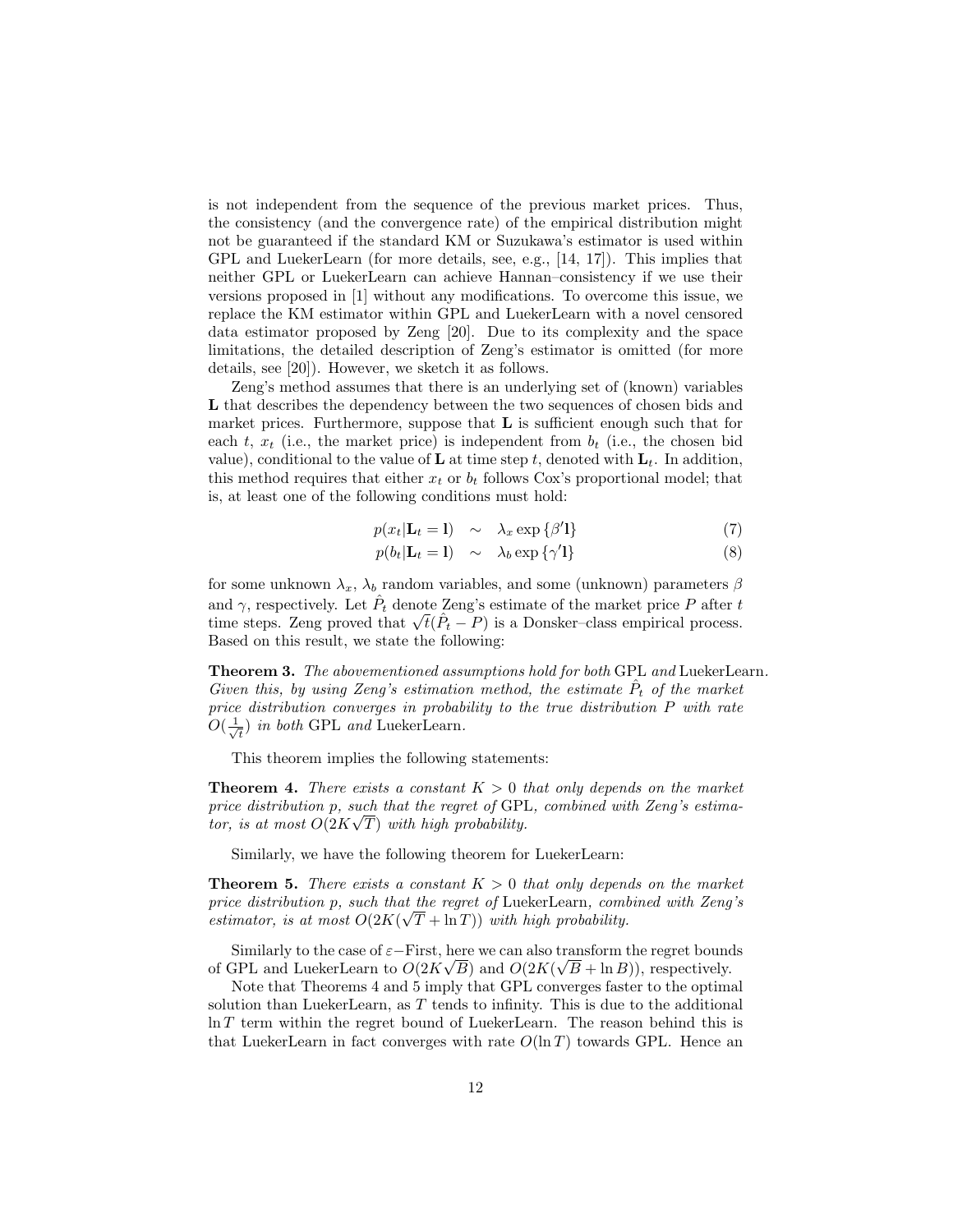is not independent from the sequence of the previous market prices. Thus, the consistency (and the convergence rate) of the empirical distribution might not be guaranteed if the standard KM or Suzukawa's estimator is used within GPL and LuekerLearn (for more details, see, e.g., [14, 17]). This implies that neither GPL or LuekerLearn can achieve Hannan–consistency if we use their versions proposed in [1] without any modifications. To overcome this issue, we replace the KM estimator within GPL and LuekerLearn with a novel censored data estimator proposed by Zeng [20]. Due to its complexity and the space limitations, the detailed description of Zeng's estimator is omitted (for more details, see [20]). However, we sketch it as follows.

Zeng's method assumes that there is an underlying set of (known) variables $\mathbf{L}$ that describes the dependency between the two sequences of chosen bids and market prices. Furthermore, suppose that $\mathbf{L}$ is sufficient enough such that for each $t$, $x_t$ (i.e., the market price) is independent from $b_t$ (i.e., the chosen bid value), conditional to the value of $\mathbf{L}$ at time step $t$, denoted with $\mathbf{L}_t$. In addition, this method requires that either $x_t$ or $b_t$ follows Cox's proportional model; that is, at least one of the following conditions must hold:

$$p(x_t|\mathbf{L}_t = \mathbf{l}) \sim \lambda_x \exp\{\beta' \mathbf{l}\} \tag{7}$$

$$p(b_t|\mathbf{L}_t = \mathbf{l}) \sim \lambda_b \exp\{\gamma' \mathbf{l}\} \tag{8}$$

for some unknown $\lambda_x$, $\lambda_b$ random variables, and some (unknown) parameters $\beta$ and $\gamma$, respectively. Let $\hat{P}_t$ denote Zeng's estimate of the market price $P$ after $t$ time steps. Zeng proved that $\sqrt{t}(\hat{P}_t - P)$ is a Donsker–class empirical process. Based on this result, we state the following:

**Theorem 3.** *The abovementioned assumptions hold for both* GPL *and* LuekerLearn*. Given this, by using Zeng's estimation method, the estimate $\hat{P}_t$ of the market price distribution converges in probability to the true distribution $P$ with rate $O(\frac{1}{\sqrt{t}})$ in both* GPL *and* LuekerLearn*.*

This theorem implies the following statements:

**Theorem 4.** *There exists a constant $K > 0$ that only depends on the market price distribution $p$, such that the regret of* GPL*, combined with Zeng's estimator, is at most $O(2K\sqrt{T})$ with high probability.*

Similarly, we have the following theorem for LuekerLearn:

**Theorem 5.** *There exists a constant $K > 0$ that only depends on the market price distribution $p$, such that the regret of* LuekerLearn*, combined with Zeng's estimator, is at most $O(2K(\sqrt{T} + \ln T))$ with high probability.*

Similarly to the case of $\varepsilon-$First, here we can also transform the regret bounds of GPL and LuekerLearn to $O(2K\sqrt{B})$ and $O(2K(\sqrt{B} + \ln B))$, respectively.

Note that Theorems 4 and 5 imply that GPL converges faster to the optimal solution than LuekerLearn, as $T$ tends to infinity. This is due to the additional $\ln T$ term within the regret bound of LuekerLearn. The reason behind this is that LuekerLearn in fact converges with rate $O(\ln T)$ towards GPL. Hence an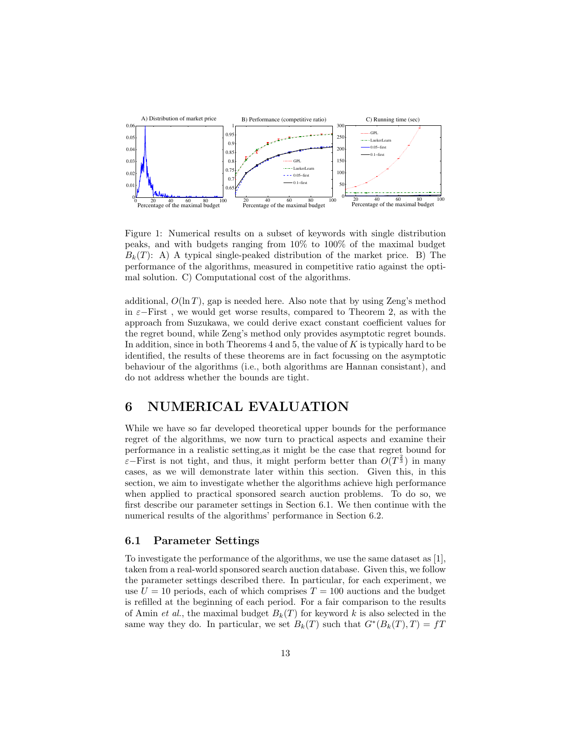Figure 1: Numerical results on a subset of keywords with single distribution peaks, and with budgets ranging from 10% to 100% of the maximal budget $B_k(T)$: A) A typical single-peaked distribution of the market price. B) The performance of the algorithms, measured in competitive ratio against the optimal solution. C) Computational cost of the algorithms.

additional, $O(\ln T)$, gap is needed here. Also note that by using Zeng's method in $\varepsilon-$First , we would get worse results, compared to Theorem 2, as with the approach from Suzukawa, we could derive exact constant coefficient values for the regret bound, while Zeng's method only provides asymptotic regret bounds. In addition, since in both Theorems 4 and 5, the value of $K$ is typically hard to be identified, the results of these theorems are in fact focussing on the asymptotic behaviour of the algorithms (i.e., both algorithms are Hannan consistant), and do not address whether the bounds are tight.

# 6 NUMERICAL EVALUATION

While we have so far developed theoretical upper bounds for the performance regret of the algorithms, we now turn to practical aspects and examine their performance in a realistic setting,as it might be the case that regret bound for $\varepsilon-$First is not tight, and thus, it might perform better than $O(T^{\frac{2}{3}})$ in many cases, as we will demonstrate later within this section. Given this, in this section, we aim to investigate whether the algorithms achieve high performance when applied to practical sponsored search auction problems. To do so, we first describe our parameter settings in Section 6.1. We then continue with the numerical results of the algorithms' performance in Section 6.2.

## 6.1 Parameter Settings

To investigate the performance of the algorithms, we use the same dataset as [1], taken from a real-world sponsored search auction database. Given this, we follow the parameter settings described there. In particular, for each experiment, we use $U = 10$ periods, each of which comprises $T = 100$ auctions and the budget is refilled at the beginning of each period. For a fair comparison to the results of Amin *et al.*, the maximal budget $B_k(T)$ for keyword $k$ is also selected in the same way they do. In particular, we set $B_k(T)$ such that $G^*(B_k(T), T) = fT$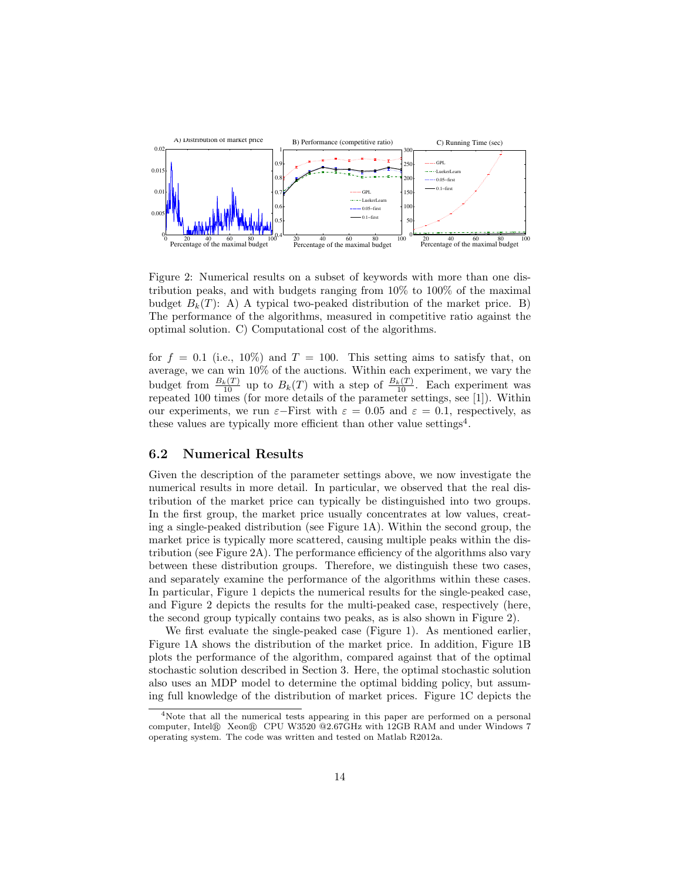Figure 2: Numerical results on a subset of keywords with more than one distribution peaks, and with budgets ranging from 10% to 100% of the maximal budget $B_k(T)$: A) A typical two-peaked distribution of the market price. B) The performance of the algorithms, measured in competitive ratio against the optimal solution. C) Computational cost of the algorithms.

for $f = 0.1$ (i.e., 10%) and $T = 100$. This setting aims to satisfy that, on average, we can win 10% of the auctions. Within each experiment, we vary the budget from $\frac{B_k(T)}{10}$ up to $B_k(T)$ with a step of $\frac{B_k(T)}{10}$. Each experiment was repeated 100 times (for more details of the parameter settings, see [1]). Within our experiments, we run $\varepsilon-$First with $\varepsilon = 0.05$ and $\varepsilon = 0.1$, respectively, as these values are typically more efficient than other value settings[4].

### 6.2 Numerical Results

Given the description of the parameter settings above, we now investigate the numerical results in more detail. In particular, we observed that the real distribution of the market price can typically be distinguished into two groups. In the first group, the market price usually concentrates at low values, creating a single-peaked distribution (see Figure 1A). Within the second group, the market price is typically more scattered, causing multiple peaks within the distribution (see Figure 2A). The performance efficiency of the algorithms also vary between these distribution groups. Therefore, we distinguish these two cases, and separately examine the performance of the algorithms within these cases. In particular, Figure 1 depicts the numerical results for the single-peaked case, and Figure 2 depicts the results for the multi-peaked case, respectively (here, the second group typically contains two peaks, as is also shown in Figure 2).

We first evaluate the single-peaked case (Figure 1). As mentioned earlier, Figure 1A shows the distribution of the market price. In addition, Figure 1B plots the performance of the algorithm, compared against that of the optimal stochastic solution described in Section 3. Here, the optimal stochastic solution also uses an MDP model to determine the optimal bidding policy, but assuming full knowledge of the distribution of market prices. Figure 1C depicts the

[4] Note that all the numerical tests appearing in this paper are performed on a personal computer, Intel® Xeon® CPU W3520 @2.67GHz with 12GB RAM and under Windows 7 operating system. The code was written and tested on Matlab R2012a.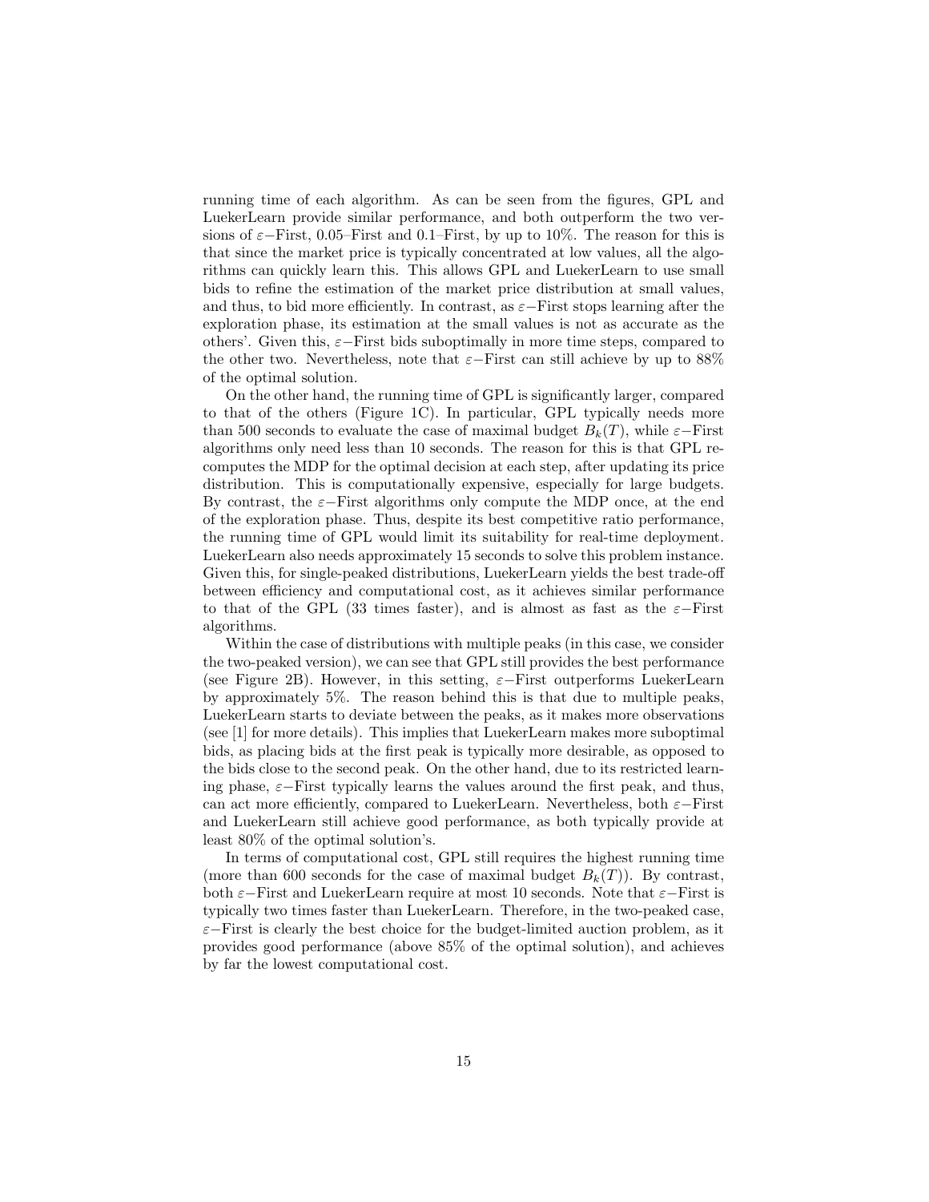running time of each algorithm. As can be seen from the figures, GPL and LuekerLearn provide similar performance, and both outperform the two versions of $\varepsilon-$First, 0.05–First and 0.1–First, by up to 10%. The reason for this is that since the market price is typically concentrated at low values, all the algorithms can quickly learn this. This allows GPL and LuekerLearn to use small bids to refine the estimation of the market price distribution at small values, and thus, to bid more efficiently. In contrast, as $\varepsilon-$First stops learning after the exploration phase, its estimation at the small values is not as accurate as the others'. Given this, $\varepsilon-$First bids suboptimally in more time steps, compared to the other two. Nevertheless, note that $\varepsilon-$First can still achieve by up to 88% of the optimal solution.

On the other hand, the running time of GPL is significantly larger, compared to that of the others (Figure 1C). In particular, GPL typically needs more than 500 seconds to evaluate the case of maximal budget $B_k(T)$, while $\varepsilon-$First algorithms only need less than 10 seconds. The reason for this is that GPL recomputes the MDP for the optimal decision at each step, after updating its price distribution. This is computationally expensive, especially for large budgets. By contrast, the $\varepsilon-$First algorithms only compute the MDP once, at the end of the exploration phase. Thus, despite its best competitive ratio performance, the running time of GPL would limit its suitability for real-time deployment. LuekerLearn also needs approximately 15 seconds to solve this problem instance. Given this, for single-peaked distributions, LuekerLearn yields the best trade-off between efficiency and computational cost, as it achieves similar performance to that of the GPL (33 times faster), and is almost as fast as the $\varepsilon-$First algorithms.

Within the case of distributions with multiple peaks (in this case, we consider the two-peaked version), we can see that GPL still provides the best performance (see Figure 2B). However, in this setting, $\varepsilon-$First outperforms LuekerLearn by approximately 5%. The reason behind this is that due to multiple peaks, LuekerLearn starts to deviate between the peaks, as it makes more observations (see [1] for more details). This implies that LuekerLearn makes more suboptimal bids, as placing bids at the first peak is typically more desirable, as opposed to the bids close to the second peak. On the other hand, due to its restricted learning phase, $\varepsilon-$First typically learns the values around the first peak, and thus, can act more efficiently, compared to LuekerLearn. Nevertheless, both $\varepsilon-$First and LuekerLearn still achieve good performance, as both typically provide at least 80% of the optimal solution's.

In terms of computational cost, GPL still requires the highest running time (more than 600 seconds for the case of maximal budget $B_k(T)$). By contrast, both $\varepsilon-$First and LuekerLearn require at most 10 seconds. Note that $\varepsilon-$First is typically two times faster than LuekerLearn. Therefore, in the two-peaked case, $\varepsilon-$First is clearly the best choice for the budget-limited auction problem, as it provides good performance (above 85% of the optimal solution), and achieves by far the lowest computational cost.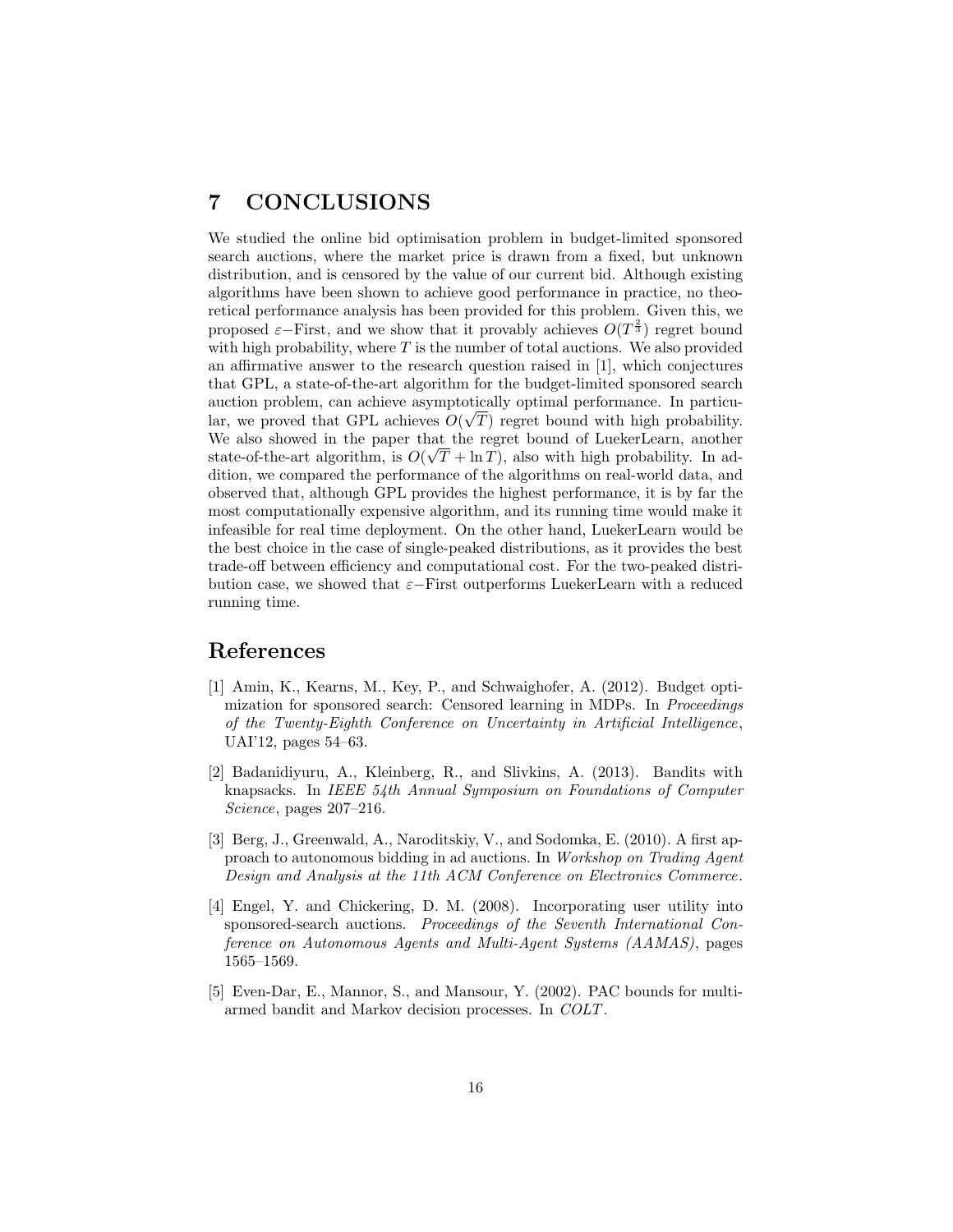## 7 CONCLUSIONS

We studied the online bid optimisation problem in budget-limited sponsored search auctions, where the market price is drawn from a fixed, but unknown distribution, and is censored by the value of our current bid. Although existing algorithms have been shown to achieve good performance in practice, no theoretical performance analysis has been provided for this problem. Given this, we proposed $\varepsilon-$First, and we show that it provably achieves $O(T^{\frac{2}{3}})$ regret bound with high probability, where $T$ is the number of total auctions. We also provided an affirmative answer to the research question raised in [1], which conjectures that GPL, a state-of-the-art algorithm for the budget-limited sponsored search auction problem, can achieve asymptotically optimal performance. In particular, we proved that GPL achieves $O(\sqrt{T})$ regret bound with high probability. We also showed in the paper that the regret bound of LuekerLearn, another state-of-the-art algorithm, is $O(\sqrt{T} + \ln T)$, also with high probability. In addition, we compared the performance of the algorithms on real-world data, and observed that, although GPL provides the highest performance, it is by far the most computationally expensive algorithm, and its running time would make it infeasible for real time deployment. On the other hand, LuekerLearn would be the best choice in the case of single-peaked distributions, as it provides the best trade-off between efficiency and computational cost. For the two-peaked distribution case, we showed that $\varepsilon-$First outperforms LuekerLearn with a reduced running time.

## References

[1] Amin, K., Kearns, M., Key, P., and Schwaighofer, A. (2012). Budget optimization for sponsored search: Censored learning in MDPs. In *Proceedings of the Twenty-Eighth Conference on Uncertainty in Artificial Intelligence*, UAI'12, pages 54–63.

[2] Badanidiyuru, A., Kleinberg, R., and Slivkins, A. (2013). Bandits with knapsacks. In *IEEE 54th Annual Symposium on Foundations of Computer Science*, pages 207–216.

[3] Berg, J., Greenwald, A., Naroditskiy, V., and Sodomka, E. (2010). A first approach to autonomous bidding in ad auctions. In *Workshop on Trading Agent Design and Analysis at the 11th ACM Conference on Electronics Commerce*.

[4] Engel, Y. and Chickering, D. M. (2008). Incorporating user utility into sponsored-search auctions. *Proceedings of the Seventh International Conference on Autonomous Agents and Multi-Agent Systems (AAMAS)*, pages 1565–1569.

[5] Even-Dar, E., Mannor, S., and Mansour, Y. (2002). PAC bounds for multi-armed bandit and Markov decision processes. In *COLT*.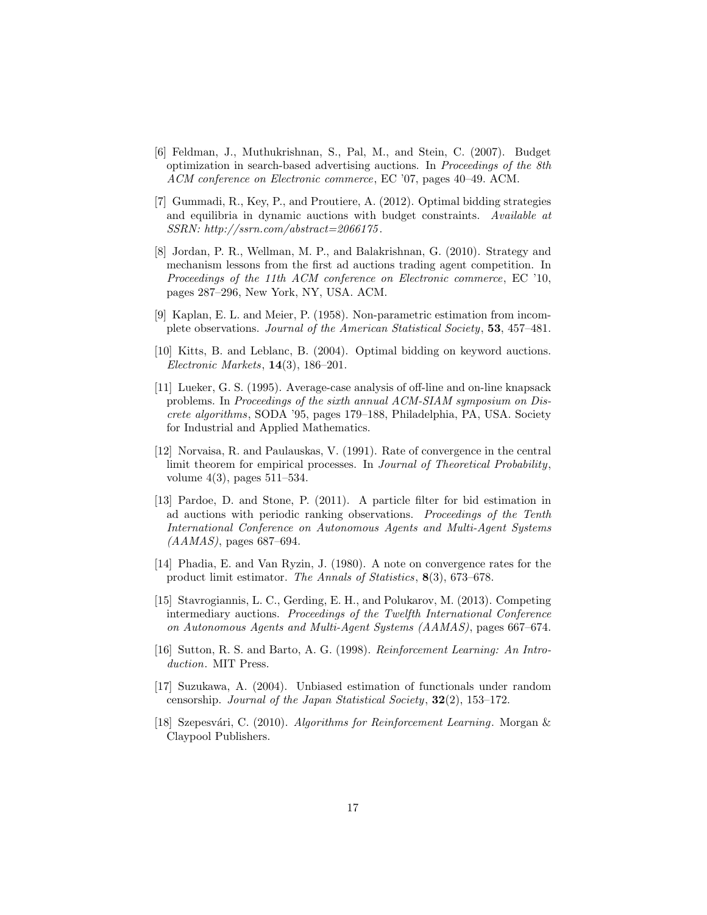[6] Feldman, J., Muthukrishnan, S., Pal, M., and Stein, C. (2007). Budget optimization in search-based advertising auctions. In *Proceedings of the 8th ACM conference on Electronic commerce*, EC '07, pages 40–49. ACM.

[7] Gummadi, R., Key, P., and Proutiere, A. (2012). Optimal bidding strategies and equilibria in dynamic auctions with budget constraints. *Available at SSRN: http://ssrn.com/abstract=2066175*.

[8] Jordan, P. R., Wellman, M. P., and Balakrishnan, G. (2010). Strategy and mechanism lessons from the first ad auctions trading agent competition. In *Proceedings of the 11th ACM conference on Electronic commerce*, EC '10, pages 287–296, New York, NY, USA. ACM.

[9] Kaplan, E. L. and Meier, P. (1958). Non-parametric estimation from incomplete observations. *Journal of the American Statistical Society*, **53**, 457–481.

[10] Kitts, B. and Leblanc, B. (2004). Optimal bidding on keyword auctions. *Electronic Markets*, **14**(3), 186–201.

[11] Lueker, G. S. (1995). Average-case analysis of off-line and on-line knapsack problems. In *Proceedings of the sixth annual ACM-SIAM symposium on Discrete algorithms*, SODA '95, pages 179–188, Philadelphia, PA, USA. Society for Industrial and Applied Mathematics.

[12] Norvaisa, R. and Paulauskas, V. (1991). Rate of convergence in the central limit theorem for empirical processes. In *Journal of Theoretical Probability*, volume 4(3), pages 511–534.

[13] Pardoe, D. and Stone, P. (2011). A particle filter for bid estimation in ad auctions with periodic ranking observations. *Proceedings of the Tenth International Conference on Autonomous Agents and Multi-Agent Systems (AAMAS)*, pages 687–694.

[14] Phadia, E. and Van Ryzin, J. (1980). A note on convergence rates for the product limit estimator. *The Annals of Statistics*, **8**(3), 673–678.

[15] Stavrogiannis, L. C., Gerding, E. H., and Polukarov, M. (2013). Competing intermediary auctions. *Proceedings of the Twelfth International Conference on Autonomous Agents and Multi-Agent Systems (AAMAS)*, pages 667–674.

[16] Sutton, R. S. and Barto, A. G. (1998). *Reinforcement Learning: An Introduction*. MIT Press.

[17] Suzukawa, A. (2004). Unbiased estimation of functionals under random censorship. *Journal of the Japan Statistical Society*, **32**(2), 153–172.

[18] Szepesvári, C. (2010). *Algorithms for Reinforcement Learning*. Morgan & Claypool Publishers.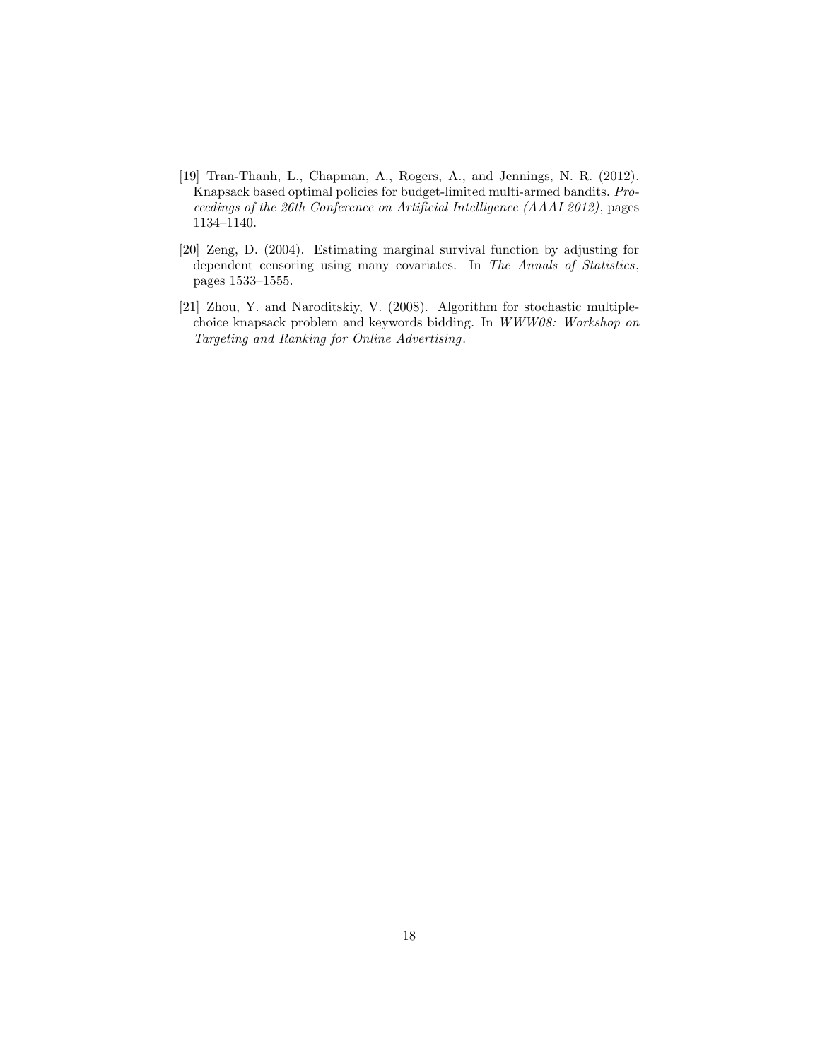[19] Tran-Thanh, L., Chapman, A., Rogers, A., and Jennings, N. R. (2012). Knapsack based optimal policies for budget-limited multi-armed bandits. *Proceedings of the 26th Conference on Artificial Intelligence (AAAI 2012)*, pages 1134–1140.

[20] Zeng, D. (2004). Estimating marginal survival function by adjusting for dependent censoring using many covariates. In *The Annals of Statistics*, pages 1533–1555.

[21] Zhou, Y. and Naroditskiy, V. (2008). Algorithm for stochastic multiple-choice knapsack problem and keywords bidding. In *WWW08: Workshop on Targeting and Ranking for Online Advertising*.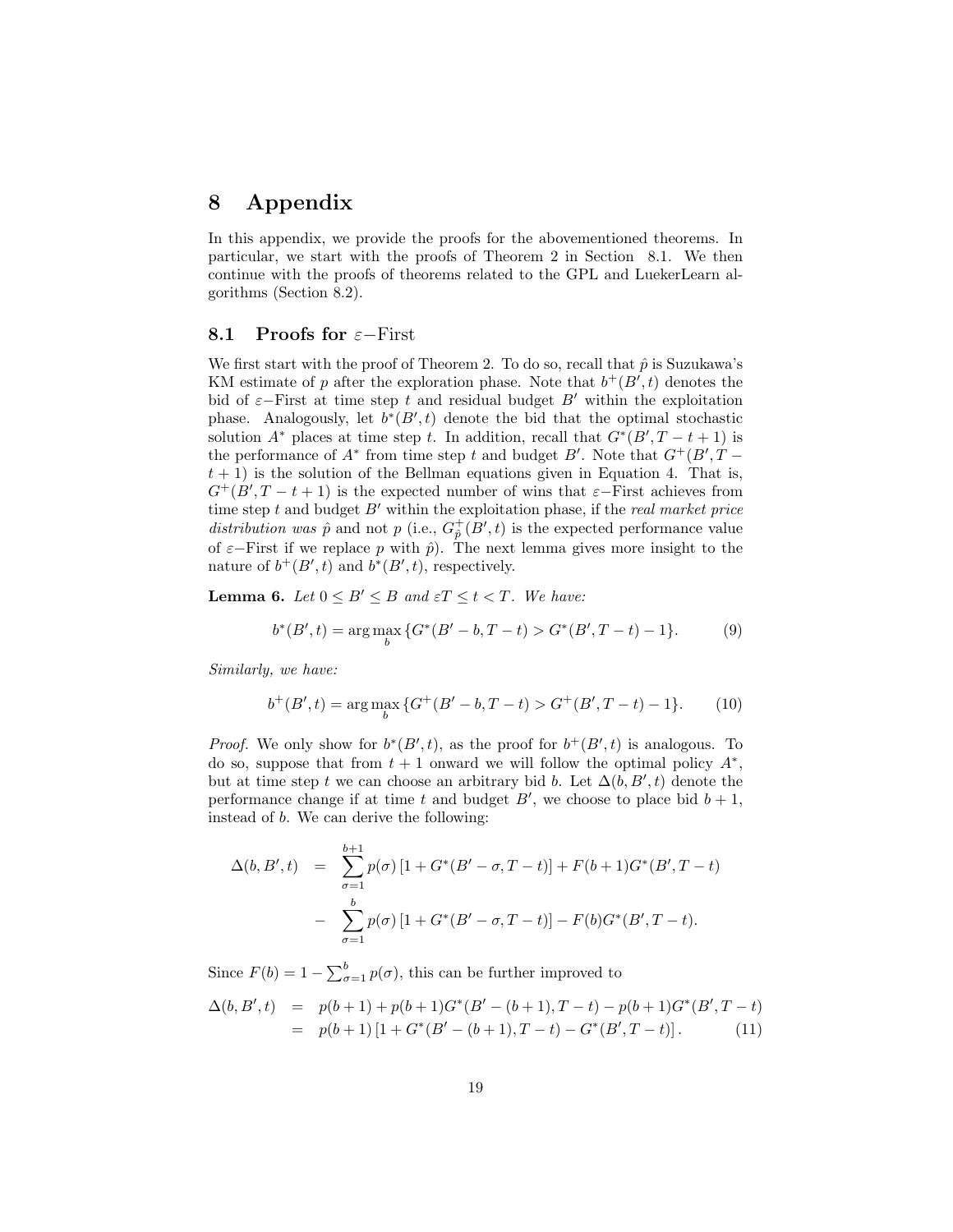# 8 Appendix

In this appendix, we provide the proofs for the abovementioned theorems. In particular, we start with the proofs of Theorem 2 in Section 8.1. We then continue with the proofs of theorems related to the GPL and LuekerLearn algorithms (Section 8.2).

## 8.1 Proofs for $\varepsilon-$First

We first start with the proof of Theorem 2. To do so, recall that $\hat{p}$ is Suzukawa's KM estimate of $p$ after the exploration phase. Note that $b^{+}(B', t)$ denotes the bid of $\varepsilon-$First at time step $t$ and residual budget $B'$ within the exploitation phase. Analogously, let $b^{*}(B', t)$ denote the bid that the optimal stochastic solution $A^{*}$ places at time step $t$. In addition, recall that $G^{*}(B', T-t+1)$ is the performance of $A^{*}$ from time step $t$ and budget $B'$. Note that $G^{+}(B', T-t+1)$ is the solution of the Bellman equations given in Equation 4. That is, $G^{+}(B', T-t+1)$ is the expected number of wins that $\varepsilon-$First achieves from time step $t$ and budget $B'$ within the exploitation phase, if the *real market price distribution was* $\hat{p}$ and not $p$ (i.e., $G^{+}_{\hat{p}}(B', t)$ is the expected performance value of $\varepsilon-$First if we replace $p$ with $\hat{p}$). The next lemma gives more insight to the nature of $b^{+}(B', t)$ and $b^{*}(B', t)$, respectively.

**Lemma 6.** *Let $0 \leq B' \leq B$ and $\varepsilon T \leq t < T$. We have:*

$$b^{*}(B', t) = \arg\max_{b} \{G^{*}(B'-b, T-t) > G^{*}(B', T-t) - 1\}. \tag{9}$$

*Similarly, we have:*

$$b^{+}(B', t) = \arg\max_{b} \{G^{+}(B'-b, T-t) > G^{+}(B', T-t) - 1\}. \tag{10}$$

*Proof.* We only show for $b^{*}(B', t)$, as the proof for $b^{+}(B', t)$ is analogous. To do so, suppose that from $t+1$ onward we will follow the optimal policy $A^{*}$, but at time step $t$ we can choose an arbitrary bid $b$. Let $\Delta(b, B', t)$ denote the performance change if at time $t$ and budget $B'$, we choose to place bid $b+1$, instead of $b$. We can derive the following:

$$\begin{aligned}
\Delta(b, B', t) &= \sum_{\sigma=1}^{b+1} p(\sigma)\left[1 + G^{*}(B'-\sigma, T-t)\right] + F(b+1)G^{*}(B', T-t) \\
&- \sum_{\sigma=1}^{b} p(\sigma)\left[1 + G^{*}(B'-\sigma, T-t)\right] - F(b)G^{*}(B', T-t).
\end{aligned}$$

Since $F(b) = 1 - \sum_{\sigma=1}^{b} p(\sigma)$, this can be further improved to

$$\begin{aligned}
\Delta(b, B', t) &= p(b+1) + p(b+1)G^{*}(B'-(b+1), T-t) - p(b+1)G^{*}(B', T-t) \\
&= p(b+1)\left[1 + G^{*}(B'-(b+1), T-t) - G^{*}(B', T-t)\right]. \qquad (11)
\end{aligned}$$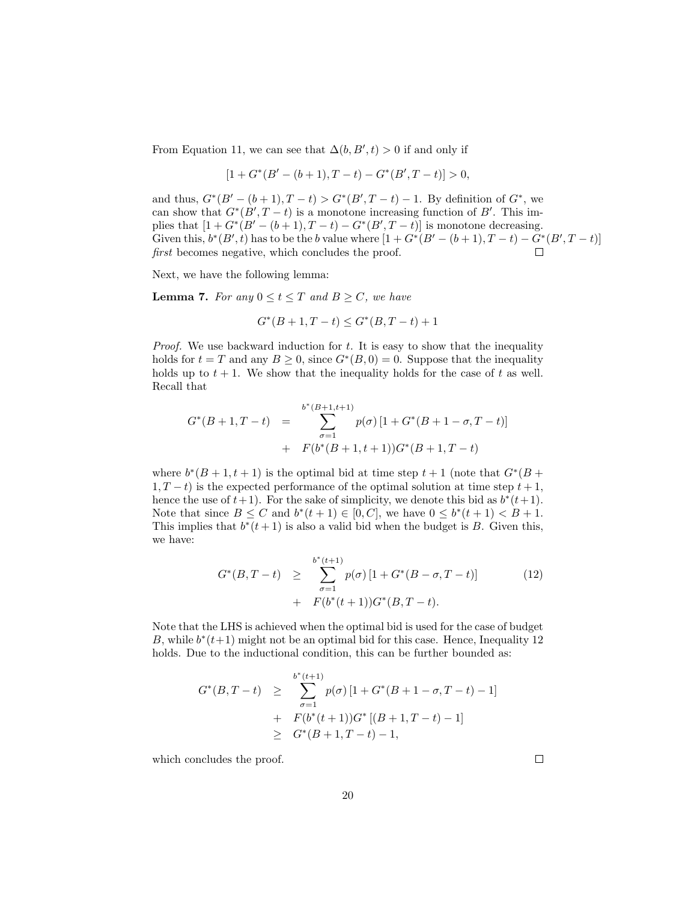From Equation 11, we can see that $\Delta(b, B', t) > 0$ if and only if

$$[1 + G^*(B' - (b+1), T-t) - G^*(B', T-t)] > 0,$$

and thus, $G^*(B' - (b+1), T-t) > G^*(B', T-t) - 1$. By definition of $G^*$, we can show that $G^*(B', T-t)$ is a monotone increasing function of $B'$. This implies that $[1 + G^*(B' - (b+1), T-t) - G^*(B', T-t)]$ is monotone decreasing. Given this, $b^*(B', t)$ has to be the $b$ value where $[1 + G^*(B' - (b+1), T-t) - G^*(B', T-t)]$ *first* becomes negative, which concludes the proof. $\square$

Next, we have the following lemma:

**Lemma 7.** *For any $0 \leq t \leq T$ and $B \geq C$, we have*

$$G^*(B+1, T-t) \leq G^*(B, T-t) + 1$$

*Proof.* We use backward induction for $t$. It is easy to show that the inequality holds for $t = T$ and any $B \geq 0$, since $G^*(B, 0) = 0$. Suppose that the inequality holds up to $t+1$. We show that the inequality holds for the case of $t$ as well. Recall that

$$\begin{aligned} G^*(B+1, T-t) &= \sum_{\sigma=1}^{b^*(B+1,t+1)} p(\sigma) \left[1 + G^*(B+1-\sigma, T-t)\right] \\ &+ F(b^*(B+1, t+1)) G^*(B+1, T-t) \end{aligned}$$

where $b^*(B+1, t+1)$ is the optimal bid at time step $t+1$ (note that $G^*(B+1, T-t)$ is the expected performance of the optimal solution at time step $t+1$, hence the use of $t+1$). For the sake of simplicity, we denote this bid as $b^*(t+1)$. Note that since $B \leq C$ and $b^*(t+1) \in [0, C]$, we have $0 \leq b^*(t+1) < B+1$. This implies that $b^*(t+1)$ is also a valid bid when the budget is $B$. Given this, we have:

$$\begin{aligned} G^*(B, T-t) &\geq \sum_{\sigma=1}^{b^*(t+1)} p(\sigma) \left[1 + G^*(B-\sigma, T-t)\right] \\ &+ F(b^*(t+1)) G^*(B, T-t). \end{aligned} \tag{12}$$

Note that the LHS is achieved when the optimal bid is used for the case of budget $B$, while $b^*(t+1)$ might not be an optimal bid for this case. Hence, Inequality 12 holds. Due to the inductional condition, this can be further bounded as:

$$\begin{aligned} G^*(B, T-t) &\geq \sum_{\sigma=1}^{b^*(t+1)} p(\sigma) \left[1 + G^*(B+1-\sigma, T-t) - 1\right] \\ &+ F(b^*(t+1)) G^* \left[(B+1, T-t) - 1\right] \\ &\geq G^*(B+1, T-t) - 1, \end{aligned}$$

which concludes the proof. $\square$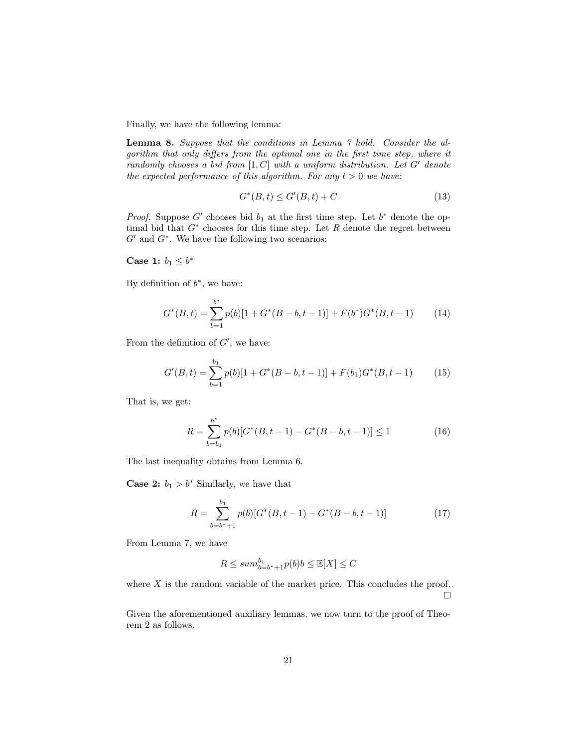Finally, we have the following lemma:

**Lemma 8.** *Suppose that the conditions in Lemma 7 hold. Consider the algorithm that only differs from the optimal one in the first time step, where it randomly chooses a bid from $[1, C]$ with a uniform distribution. Let $G'$ denote the expected performance of this algorithm. For any $t > 0$ we have:*

$$G^*(B, t) \leq G'(B, t) + C \tag{13}$$

*Proof.* Suppose $G'$ chooses bid $b_1$ at the first time step. Let $b^*$ denote the optimal bid that $G^*$ chooses for this time step. Let $R$ denote the regret between $G'$ and $G^*$. We have the following two scenarios:

**Case 1:** $b_1 \leq b^*$

By definition of $b^*$, we have:

$$G^*(B, t) = \sum_{b=1}^{b^*} p(b)[1 + G^*(B - b, t - 1)] + F(b^*)G^*(B, t - 1) \tag{14}$$

From the definition of $G'$, we have:

$$G'(B, t) = \sum_{b=1}^{b_1} p(b)[1 + G^*(B - b, t - 1)] + F(b_1)G^*(B, t - 1) \tag{15}$$

That is, we get:

$$R = \sum_{b=b_1}^{b^*} p(b)[G^*(B, t - 1) - G^*(B - b, t - 1)] \leq 1 \tag{16}$$

The last inequality obtains from Lemma 6.

**Case 2:** $b_1 > b^*$ Similarly, we have that

$$R = \sum_{b=b^*+1}^{b_1} p(b)[G^*(B, t - 1) - G^*(B - b, t - 1)] \tag{17}$$

From Lemma 7, we have

$$R \leq sum_{b=b^*+1}^{b_1} p(b)b \leq \mathbb{E}[X] \leq C$$

where $X$ is the random variable of the market price. This concludes the proof. □

Given the aforementioned auxiliary lemmas, we now turn to the proof of Theorem 2 as follows.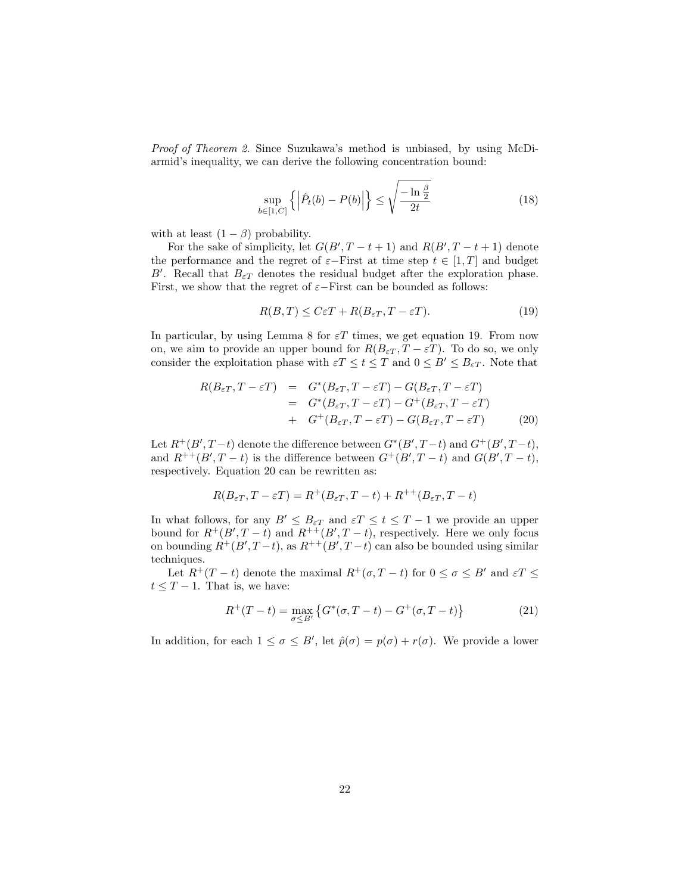*Proof of Theorem 2.* Since Suzukawa's method is unbiased, by using McDiarmid's inequality, we can derive the following concentration bound:

$$\sup_{b \in [1,C]} \left\{ \left| \hat{P}_t(b) - P(b) \right| \right\} \leq \sqrt{\frac{-\ln \frac{\beta}{2}}{2t}} \tag{18}$$

with at least $(1 - \beta)$ probability.

For the sake of simplicity, let $G(B', T - t + 1)$ and $R(B', T - t + 1)$ denote the performance and the regret of $\varepsilon-$First at time step $t \in [1, T]$ and budget $B'$. Recall that $B_{\varepsilon T}$ denotes the residual budget after the exploration phase. First, we show that the regret of $\varepsilon-$First can be bounded as follows:

$$R(B, T) \leq C\varepsilon T + R(B_{\varepsilon T}, T - \varepsilon T). \tag{19}$$

In particular, by using Lemma 8 for $\varepsilon T$ times, we get equation 19. From now on, we aim to provide an upper bound for $R(B_{\varepsilon T}, T - \varepsilon T)$. To do so, we only consider the exploitation phase with $\varepsilon T \leq t \leq T$ and $0 \leq B' \leq B_{\varepsilon T}$. Note that

$$\begin{aligned} R(B_{\varepsilon T}, T - \varepsilon T) &= G^*(B_{\varepsilon T}, T - \varepsilon T) - G(B_{\varepsilon T}, T - \varepsilon T) \\ &= G^*(B_{\varepsilon T}, T - \varepsilon T) - G^+(B_{\varepsilon T}, T - \varepsilon T) \\ &+ G^+(B_{\varepsilon T}, T - \varepsilon T) - G(B_{\varepsilon T}, T - \varepsilon T) \end{aligned} \tag{20}$$

Let $R^+(B', T-t)$ denote the difference between $G^*(B', T-t)$ and $G^+(B', T-t)$, and $R^{++}(B', T-t)$ is the difference between $G^+(B', T-t)$ and $G(B', T-t)$, respectively. Equation 20 can be rewritten as:

$$R(B_{\varepsilon T}, T - \varepsilon T) = R^+(B_{\varepsilon T}, T - t) + R^{++}(B_{\varepsilon T}, T - t)$$

In what follows, for any $B' \leq B_{\varepsilon T}$ and $\varepsilon T \leq t \leq T - 1$ we provide an upper bound for $R^+(B', T - t)$ and $R^{++}(B', T - t)$, respectively. Here we only focus on bounding $R^+(B', T-t)$, as $R^{++}(B', T-t)$ can also be bounded using similar techniques.

Let $R^+(T - t)$ denote the maximal $R^+(\sigma, T - t)$ for $0 \leq \sigma \leq B'$ and $\varepsilon T \leq t \leq T - 1$. That is, we have:

$$R^+(T - t) = \max_{\sigma \leq B'} \left\{ G^*(\sigma, T - t) - G^+(\sigma, T - t) \right\} \tag{21}$$

In addition, for each $1 \leq \sigma \leq B'$, let $\hat{p}(\sigma) = p(\sigma) + r(\sigma)$. We provide a lower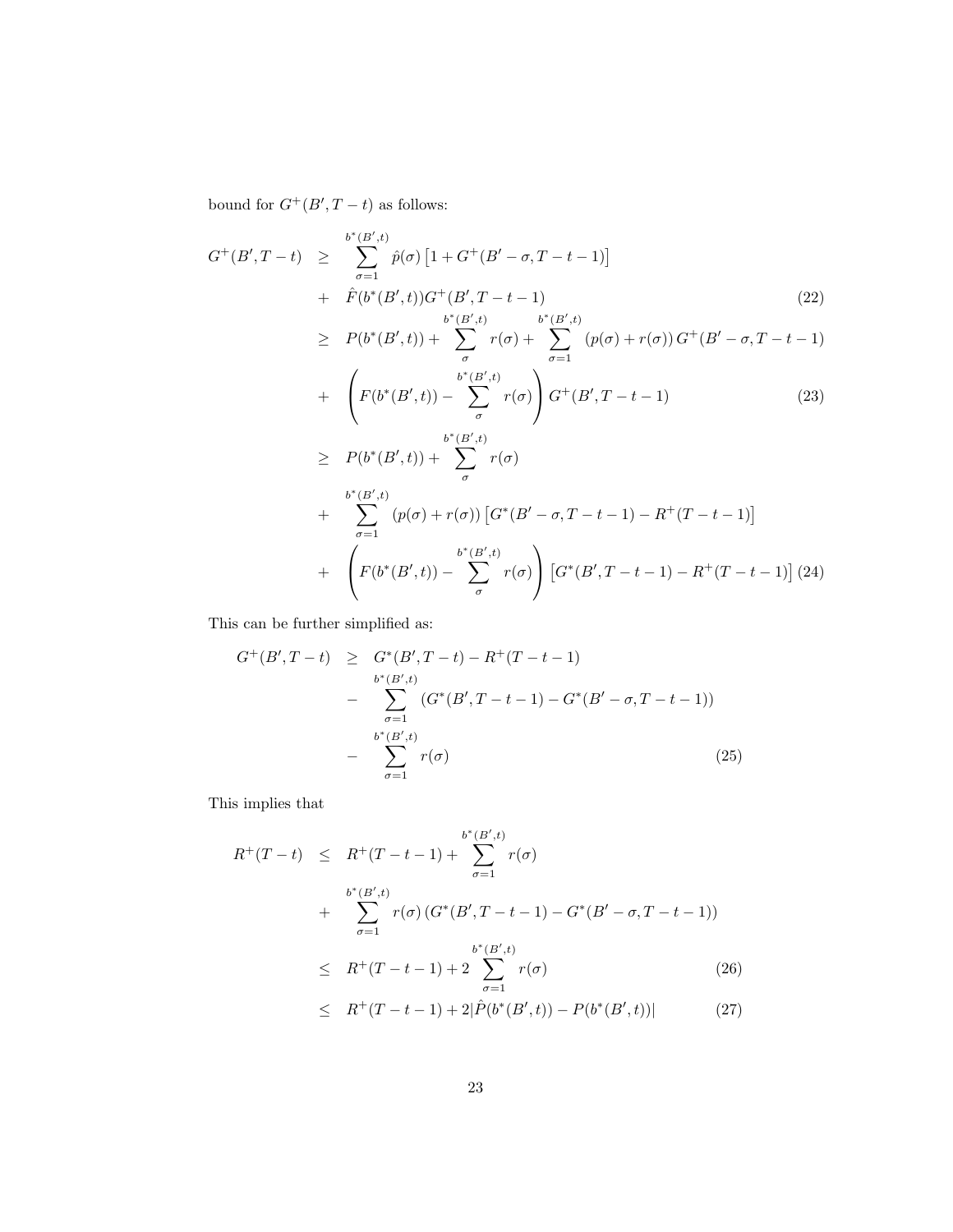bound for $G^+(B', T-t)$ as follows:

$$
\begin{aligned}
G^+(B', T-t) \quad &\geq \quad \sum_{\sigma=1}^{b^*(B',t)} \hat{p}(\sigma)\left[1 + G^+(B'-\sigma, T-t-1)\right] \\
&+ \quad \hat{F}(b^*(B',t)) G^+(B', T-t-1) \qquad (22) \\
&\geq \quad P(b^*(B',t)) + \sum_{\sigma}^{b^*(B',t)} r(\sigma) + \sum_{\sigma=1}^{b^*(B',t)} \left(p(\sigma) + r(\sigma)\right) G^+(B'-\sigma, T-t-1) \\
&+ \quad \left(F(b^*(B',t)) - \sum_{\sigma}^{b^*(B',t)} r(\sigma)\right) G^+(B', T-t-1) \qquad (23) \\
&\geq \quad P(b^*(B',t)) + \sum_{\sigma}^{b^*(B',t)} r(\sigma) \\
&+ \quad \sum_{\sigma=1}^{b^*(B',t)} \left(p(\sigma) + r(\sigma)\right)\left[G^*(B'-\sigma, T-t-1) - R^+(T-t-1)\right] \\
&+ \quad \left(F(b^*(B',t)) - \sum_{\sigma}^{b^*(B',t)} r(\sigma)\right)\left[G^*(B', T-t-1) - R^+(T-t-1)\right] \qquad (24)
\end{aligned}
$$

This can be further simplified as:

$$
\begin{aligned}
G^+(B', T-t) \quad &\geq \quad G^*(B', T-t) - R^+(T-t-1) \\
&- \quad \sum_{\sigma=1}^{b^*(B',t)} \left(G^*(B', T-t-1) - G^*(B'-\sigma, T-t-1)\right) \\
&- \quad \sum_{\sigma=1}^{b^*(B',t)} r(\sigma) \qquad (25)
\end{aligned}
$$

This implies that

$$
\begin{aligned}
R^+(T-t) \quad &\leq \quad R^+(T-t-1) + \sum_{\sigma=1}^{b^*(B',t)} r(\sigma) \\
&+ \quad \sum_{\sigma=1}^{b^*(B',t)} r(\sigma)\left(G^*(B', T-t-1) - G^*(B'-\sigma, T-t-1)\right) \\
&\leq \quad R^+(T-t-1) + 2\sum_{\sigma=1}^{b^*(B',t)} r(\sigma) \qquad (26) \\
&\leq \quad R^+(T-t-1) + 2|\hat{P}(b^*(B',t)) - P(b^*(B',t))| \qquad (27)
\end{aligned}
$$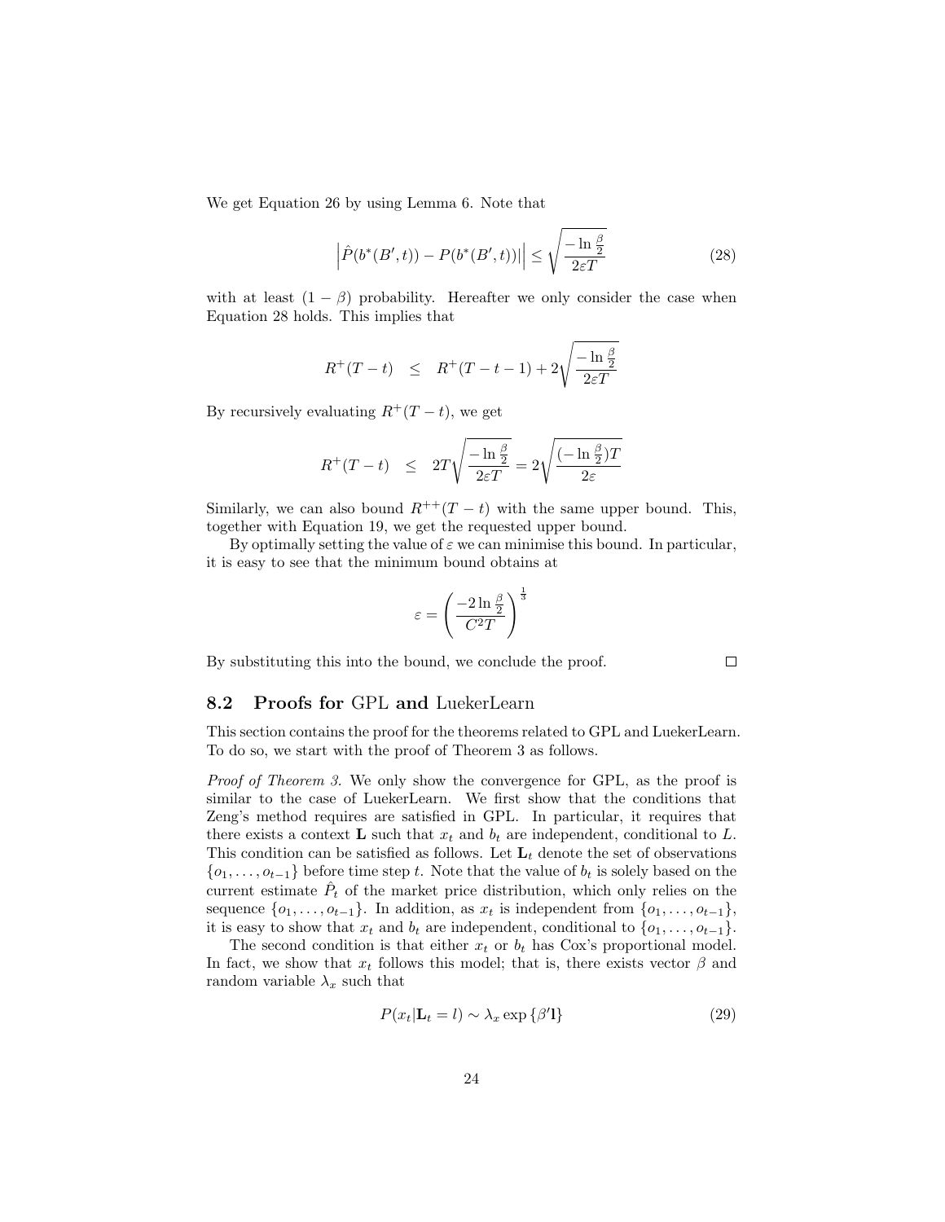We get Equation 26 by using Lemma 6. Note that

$$\left|\hat{P}(b^*(B',t)) - P(b^*(B',t))\right| \leq \sqrt{\frac{-\ln\frac{\beta}{2}}{2\varepsilon T}} \tag{28}$$

with at least $(1-\beta)$ probability. Hereafter we only consider the case when Equation 28 holds. This implies that

$$R^+(T-t) \quad \leq \quad R^+(T-t-1) + 2\sqrt{\frac{-\ln\frac{\beta}{2}}{2\varepsilon T}}$$

By recursively evaluating $R^+(T-t)$, we get

$$R^+(T-t) \quad \leq \quad 2T\sqrt{\frac{-\ln\frac{\beta}{2}}{2\varepsilon T}} = 2\sqrt{\frac{(-\ln\frac{\beta}{2})T}{2\varepsilon}}$$

Similarly, we can also bound $R^{++}(T-t)$ with the same upper bound. This, together with Equation 19, we get the requested upper bound.

By optimally setting the value of $\varepsilon$ we can minimise this bound. In particular, it is easy to see that the minimum bound obtains at

$$\varepsilon = \left(\frac{-2\ln\frac{\beta}{2}}{C^2 T}\right)^{\frac{1}{3}}$$

By substituting this into the bound, we conclude the proof. □

## 8.2 Proofs for GPL and LuekerLearn

This section contains the proof for the theorems related to GPL and LuekerLearn. To do so, we start with the proof of Theorem 3 as follows.

*Proof of Theorem 3.* We only show the convergence for GPL, as the proof is similar to the case of LuekerLearn. We first show that the conditions that Zeng's method requires are satisfied in GPL. In particular, it requires that there exists a context $\mathbf{L}$ such that $x_t$ and $b_t$ are independent, conditional to $L$. This condition can be satisfied as follows. Let $\mathbf{L}_t$ denote the set of observations $\{o_1, \ldots, o_{t-1}\}$ before time step $t$. Note that the value of $b_t$ is solely based on the current estimate $\hat{P}_t$ of the market price distribution, which only relies on the sequence $\{o_1, \ldots, o_{t-1}\}$. In addition, as $x_t$ is independent from $\{o_1, \ldots, o_{t-1}\}$, it is easy to show that $x_t$ and $b_t$ are independent, conditional to $\{o_1, \ldots, o_{t-1}\}$.

The second condition is that either $x_t$ or $b_t$ has Cox's proportional model. In fact, we show that $x_t$ follows this model; that is, there exists vector $\beta$ and random variable $\lambda_x$ such that

$$P(x_t|\mathbf{L}_t = l) \sim \lambda_x \exp\{\beta'\mathbf{l}\} \tag{29}$$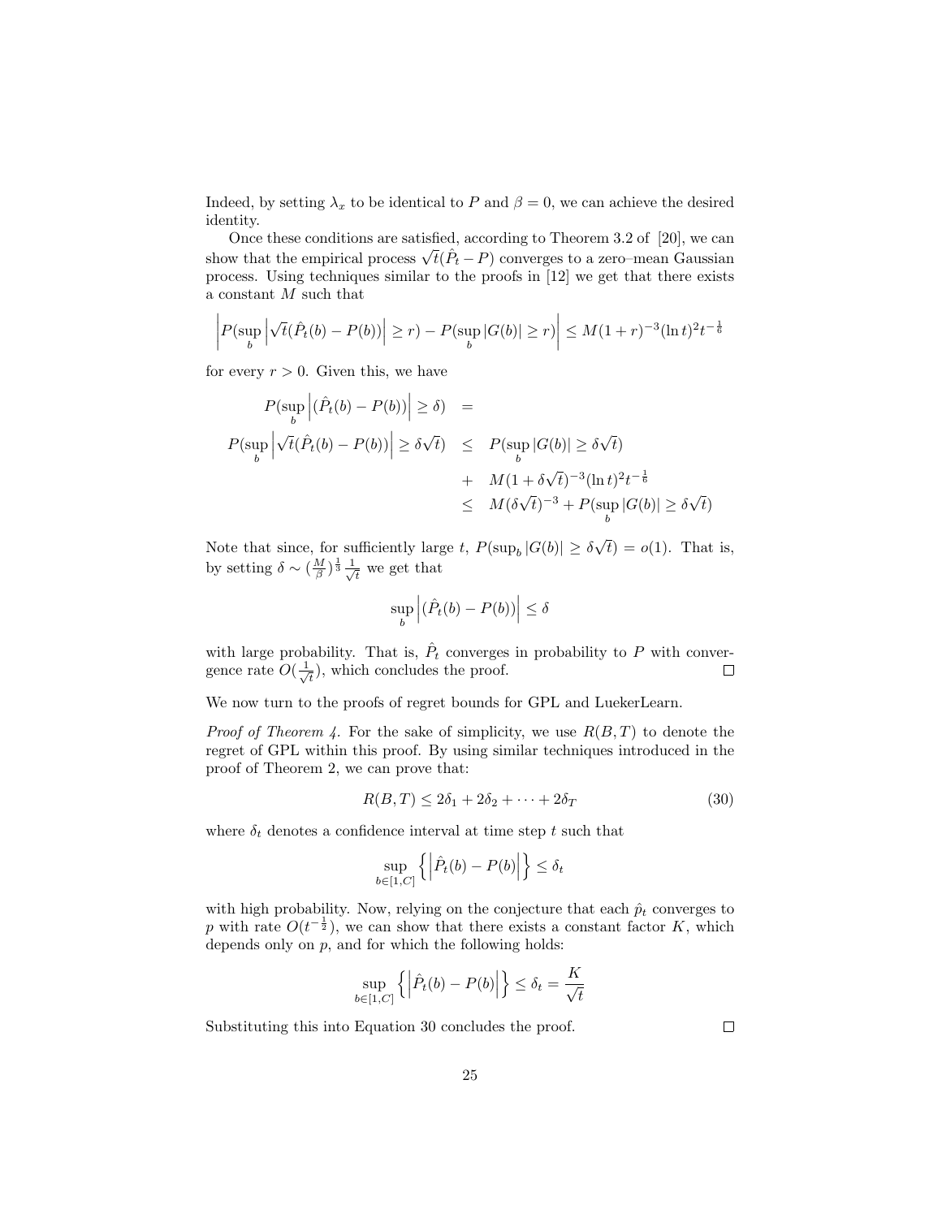Indeed, by setting $\lambda_x$ to be identical to $P$ and $\beta = 0$, we can achieve the desired identity.

Once these conditions are satisfied, according to Theorem 3.2 of [20], we can show that the empirical process $\sqrt{t}(\hat{P}_t - P)$ converges to a zero–mean Gaussian process. Using techniques similar to the proofs in [12] we get that there exists a constant $M$ such that

$$\left| P(\sup_b \left| \sqrt{t}(\hat{P}_t(b) - P(b)) \right| \geq r) - P(\sup_b |G(b)| \geq r) \right| \leq M(1+r)^{-3}(\ln t)^2 t^{-\frac{1}{6}}$$

for every $r > 0$. Given this, we have

$$\begin{aligned}
P(\sup_b \left| (\hat{P}_t(b) - P(b)) \right| \geq \delta) &= \\
P(\sup_b \left| \sqrt{t}(\hat{P}_t(b) - P(b)) \right| \geq \delta\sqrt{t}) &\leq P(\sup_b |G(b)| \geq \delta\sqrt{t}) \\
&+ M(1+\delta\sqrt{t})^{-3}(\ln t)^2 t^{-\frac{1}{6}} \\
&\leq M(\delta\sqrt{t})^{-3} + P(\sup_b |G(b)| \geq \delta\sqrt{t})
\end{aligned}$$

Note that since, for sufficiently large $t$, $P(\sup_b |G(b)| \geq \delta\sqrt{t}) = o(1)$. That is, by setting $\delta \sim (\frac{M}{\beta})^{\frac{1}{3}} \frac{1}{\sqrt{t}}$ we get that

$$\sup_b \left| (\hat{P}_t(b) - P(b)) \right| \leq \delta$$

with large probability. That is, $\hat{P}_t$ converges in probability to $P$ with convergence rate $O(\frac{1}{\sqrt{t}})$, which concludes the proof. □

We now turn to the proofs of regret bounds for GPL and LuekerLearn.

*Proof of Theorem 4.* For the sake of simplicity, we use $R(B, T)$ to denote the regret of GPL within this proof. By using similar techniques introduced in the proof of Theorem 2, we can prove that:

$$R(B, T) \leq 2\delta_1 + 2\delta_2 + \cdots + 2\delta_T \tag{30}$$

where $\delta_t$ denotes a confidence interval at time step $t$ such that

$$\sup_{b \in [1,C]} \left\{ \left| \hat{P}_t(b) - P(b) \right| \right\} \leq \delta_t$$

with high probability. Now, relying on the conjecture that each $\hat{p}_t$ converges to $p$ with rate $O(t^{-\frac{1}{2}})$, we can show that there exists a constant factor $K$, which depends only on $p$, and for which the following holds:

$$\sup_{b \in [1,C]} \left\{ \left| \hat{P}_t(b) - P(b) \right| \right\} \leq \delta_t = \frac{K}{\sqrt{t}}$$

Substituting this into Equation 30 concludes the proof. □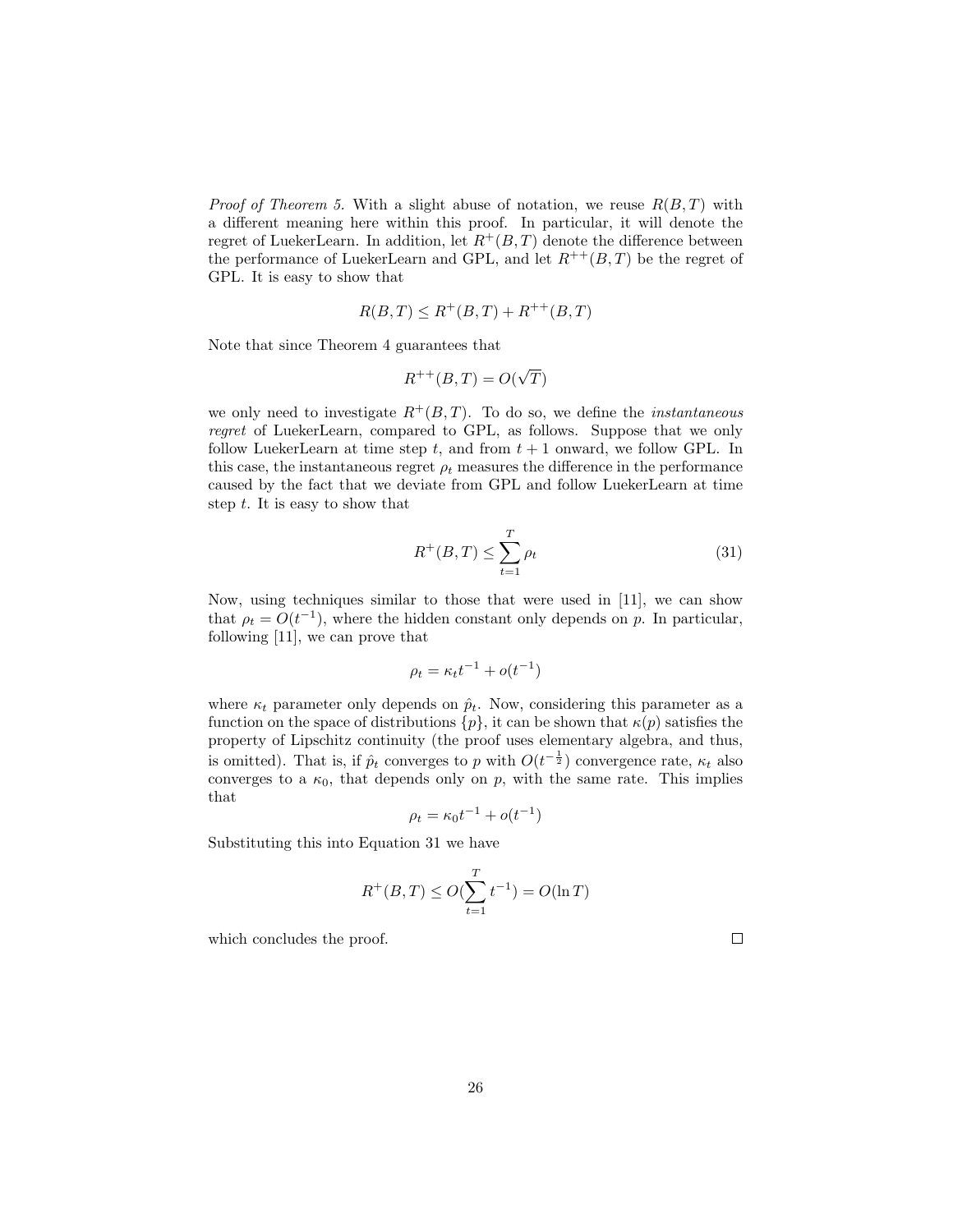*Proof of Theorem 5.* With a slight abuse of notation, we reuse $R(B,T)$ with a different meaning here within this proof. In particular, it will denote the regret of LuekerLearn. In addition, let $R^+(B,T)$ denote the difference between the performance of LuekerLearn and GPL, and let $R^{++}(B,T)$ be the regret of GPL. It is easy to show that

$$R(B,T) \leq R^+(B,T) + R^{++}(B,T)$$

Note that since Theorem 4 guarantees that

$$R^{++}(B,T) = O(\sqrt{T})$$

we only need to investigate $R^+(B,T)$. To do so, we define the *instantaneous regret* of LuekerLearn, compared to GPL, as follows. Suppose that we only follow LuekerLearn at time step $t$, and from $t+1$ onward, we follow GPL. In this case, the instantaneous regret $\rho_t$ measures the difference in the performance caused by the fact that we deviate from GPL and follow LuekerLearn at time step $t$. It is easy to show that

$$R^+(B,T) \leq \sum_{t=1}^{T} \rho_t \tag{31}$$

Now, using techniques similar to those that were used in [11], we can show that $\rho_t = O(t^{-1})$, where the hidden constant only depends on $p$. In particular, following [11], we can prove that

$$\rho_t = \kappa_t t^{-1} + o(t^{-1})$$

where $\kappa_t$ parameter only depends on $\hat{p}_t$. Now, considering this parameter as a function on the space of distributions $\{p\}$, it can be shown that $\kappa(p)$ satisfies the property of Lipschitz continuity (the proof uses elementary algebra, and thus, is omitted). That is, if $\hat{p}_t$ converges to $p$ with $O(t^{-\frac{1}{2}})$ convergence rate, $\kappa_t$ also converges to a $\kappa_0$, that depends only on $p$, with the same rate. This implies that

$$\rho_t = \kappa_0 t^{-1} + o(t^{-1})$$

Substituting this into Equation 31 we have

$$R^+(B,T) \leq O(\sum_{t=1}^{T} t^{-1}) = O(\ln T)$$

which concludes the proof. □